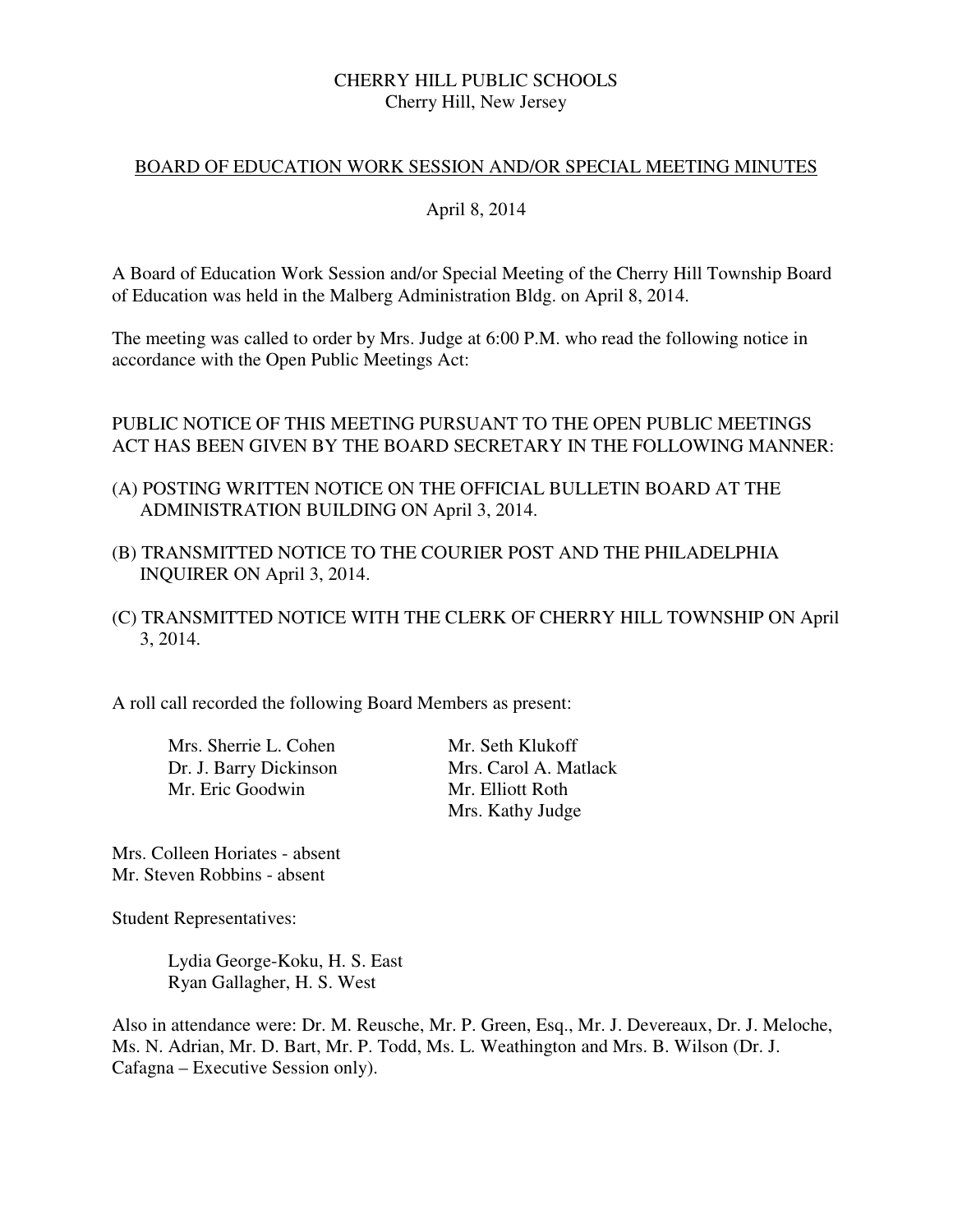CHERRY HILL PUBLIC SCHOOLS
Cherry Hill, New Jersey

BOARD OF EDUCATION WORK SESSION AND/OR SPECIAL MEETING MINUTES

April 8, 2014

A Board of Education Work Session and/or Special Meeting of the Cherry Hill Township Board of Education was held in the Malberg Administration Bldg. on April 8, 2014.

The meeting was called to order by Mrs. Judge at 6:00 P.M. who read the following notice in accordance with the Open Public Meetings Act:

PUBLIC NOTICE OF THIS MEETING PURSUANT TO THE OPEN PUBLIC MEETINGS ACT HAS BEEN GIVEN BY THE BOARD SECRETARY IN THE FOLLOWING MANNER:

(A) POSTING WRITTEN NOTICE ON THE OFFICIAL BULLETIN BOARD AT THE ADMINISTRATION BUILDING ON April 3, 2014.

(B) TRANSMITTED NOTICE TO THE COURIER POST AND THE PHILADELPHIA INQUIRER ON April 3, 2014.

(C) TRANSMITTED NOTICE WITH THE CLERK OF CHERRY HILL TOWNSHIP ON April 3, 2014.

A roll call recorded the following Board Members as present:

Mrs. Sherrie L. Cohen
Dr. J. Barry Dickinson
Mr. Eric Goodwin
Mr. Seth Klukoff
Mrs. Carol A. Matlack
Mr. Elliott Roth
Mrs. Kathy Judge

Mrs. Colleen Horiates - absent
Mr. Steven Robbins - absent

Student Representatives:

Lydia George-Koku, H. S. East
Ryan Gallagher, H. S. West

Also in attendance were: Dr. M. Reusche, Mr. P. Green, Esq., Mr. J. Devereaux, Dr. J. Meloche, Ms. N. Adrian, Mr. D. Bart, Mr. P. Todd, Ms. L. Weathington and Mrs. B. Wilson (Dr. J. Cafagna – Executive Session only).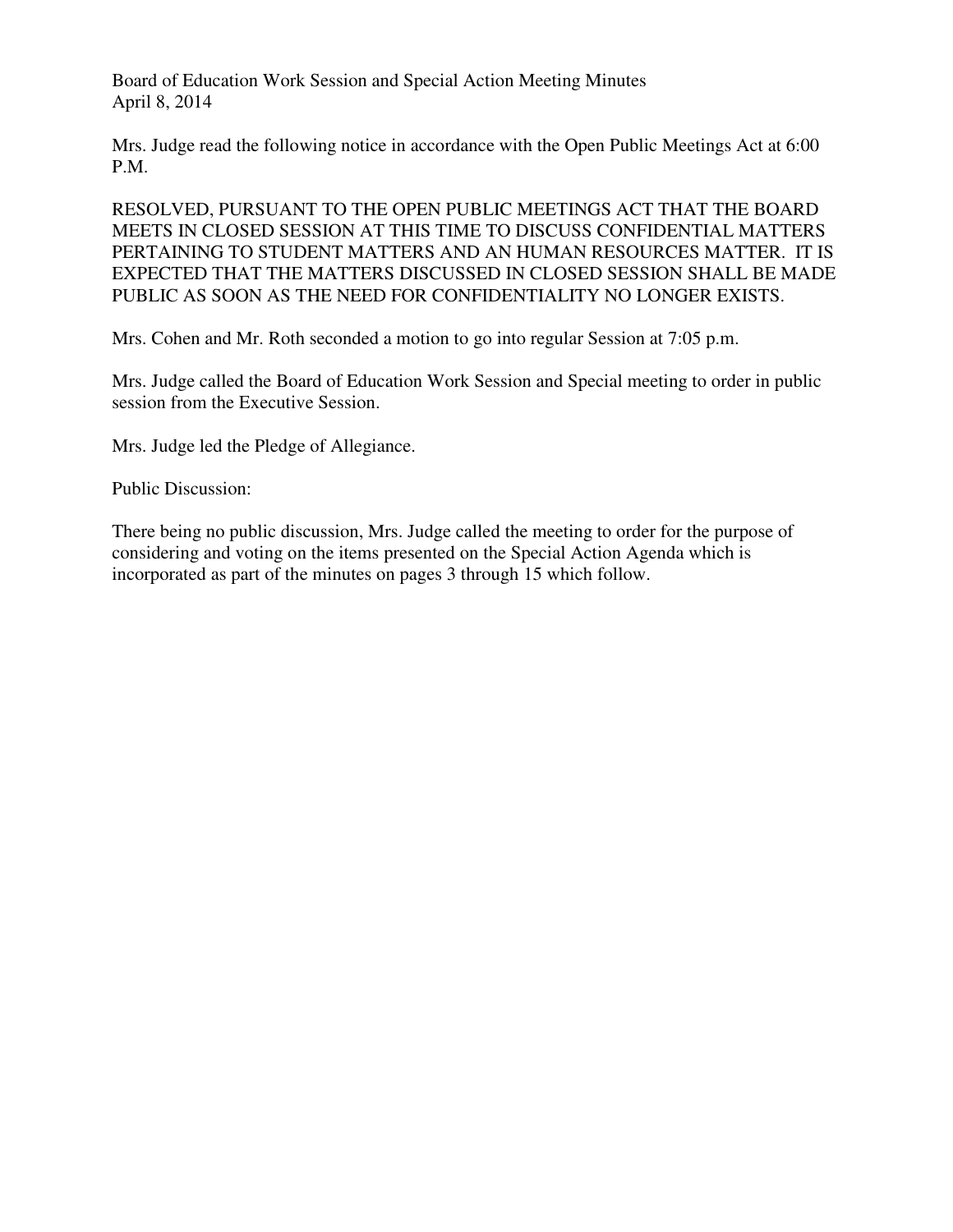Board of Education Work Session and Special Action Meeting Minutes
April 8, 2014

Mrs. Judge read the following notice in accordance with the Open Public Meetings Act at 6:00 P.M.

RESOLVED, PURSUANT TO THE OPEN PUBLIC MEETINGS ACT THAT THE BOARD MEETS IN CLOSED SESSION AT THIS TIME TO DISCUSS CONFIDENTIAL MATTERS PERTAINING TO STUDENT MATTERS AND AN HUMAN RESOURCES MATTER. IT IS EXPECTED THAT THE MATTERS DISCUSSED IN CLOSED SESSION SHALL BE MADE PUBLIC AS SOON AS THE NEED FOR CONFIDENTIALITY NO LONGER EXISTS.

Mrs. Cohen and Mr. Roth seconded a motion to go into regular Session at 7:05 p.m.

Mrs. Judge called the Board of Education Work Session and Special meeting to order in public session from the Executive Session.

Mrs. Judge led the Pledge of Allegiance.

Public Discussion:

There being no public discussion, Mrs. Judge called the meeting to order for the purpose of considering and voting on the items presented on the Special Action Agenda which is incorporated as part of the minutes on pages 3 through 15 which follow.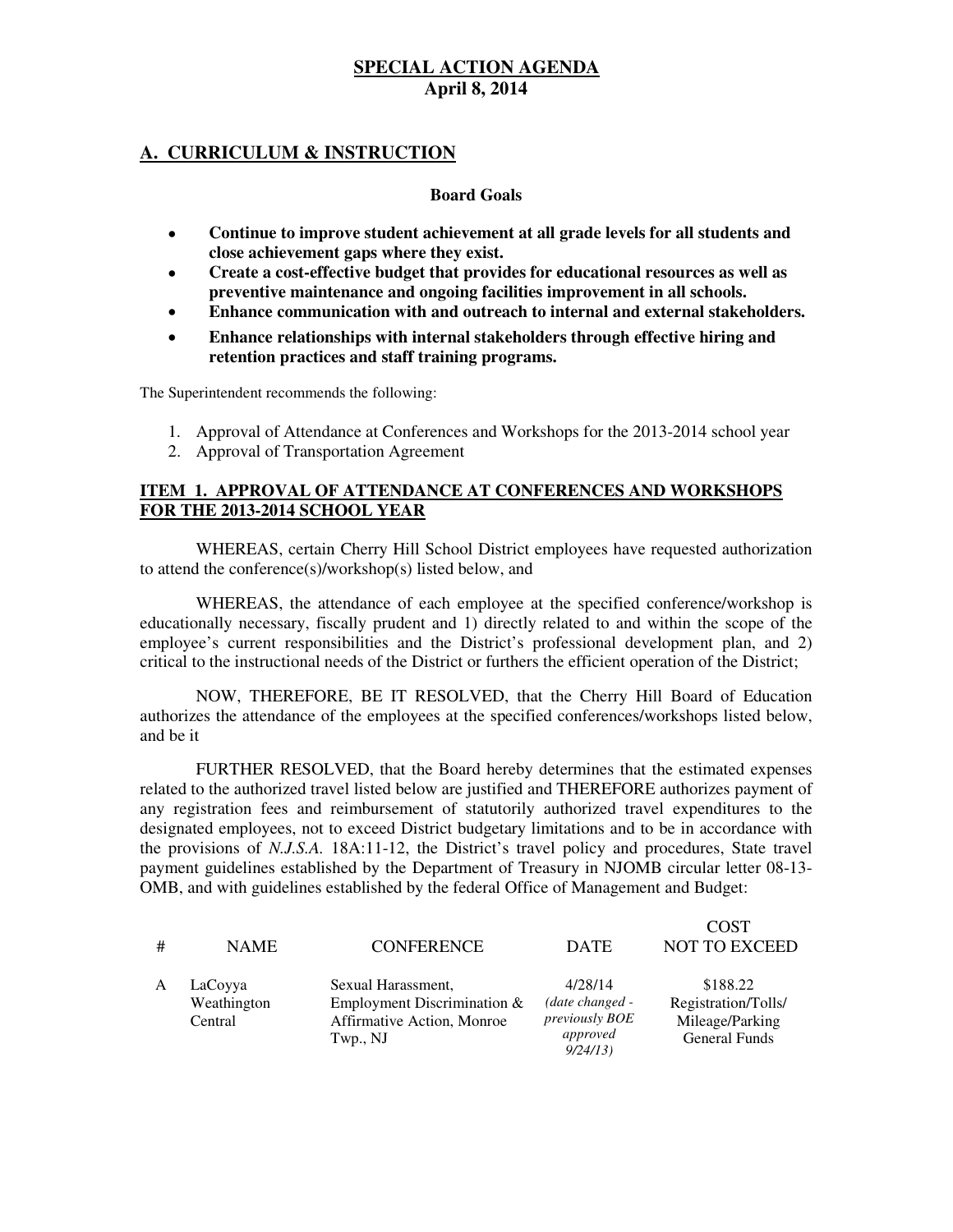**SPECIAL ACTION AGENDA**
**April 8, 2014**

## A. CURRICULUM & INSTRUCTION

**Board Goals**

- **Continue to improve student achievement at all grade levels for all students and close achievement gaps where they exist.**
- **Create a cost-effective budget that provides for educational resources as well as preventive maintenance and ongoing facilities improvement in all schools.**
- **Enhance communication with and outreach to internal and external stakeholders.**
- **Enhance relationships with internal stakeholders through effective hiring and retention practices and staff training programs.**

The Superintendent recommends the following:

1. Approval of Attendance at Conferences and Workshops for the 2013-2014 school year
2. Approval of Transportation Agreement

### ITEM 1. APPROVAL OF ATTENDANCE AT CONFERENCES AND WORKSHOPS FOR THE 2013-2014 SCHOOL YEAR

WHEREAS, certain Cherry Hill School District employees have requested authorization to attend the conference(s)/workshop(s) listed below, and

WHEREAS, the attendance of each employee at the specified conference/workshop is educationally necessary, fiscally prudent and 1) directly related to and within the scope of the employee's current responsibilities and the District's professional development plan, and 2) critical to the instructional needs of the District or furthers the efficient operation of the District;

NOW, THEREFORE, BE IT RESOLVED, that the Cherry Hill Board of Education authorizes the attendance of the employees at the specified conferences/workshops listed below, and be it

FURTHER RESOLVED, that the Board hereby determines that the estimated expenses related to the authorized travel listed below are justified and THEREFORE authorizes payment of any registration fees and reimbursement of statutorily authorized travel expenditures to the designated employees, not to exceed District budgetary limitations and to be in accordance with the provisions of *N.J.S.A.* 18A:11-12, the District's travel policy and procedures, State travel payment guidelines established by the Department of Treasury in NJOMB circular letter 08-13-OMB, and with guidelines established by the federal Office of Management and Budget:

| # | NAME | CONFERENCE | DATE | COST NOT TO EXCEED |
|---|---|---|---|---|
| A | LaCoyya Weathington Central | Sexual Harassment, Employment Discrimination & Affirmative Action, Monroe Twp., NJ | 4/28/14 *(date changed - previously BOE approved 9/24/13)* | $188.22 Registration/Tolls/ Mileage/Parking General Funds |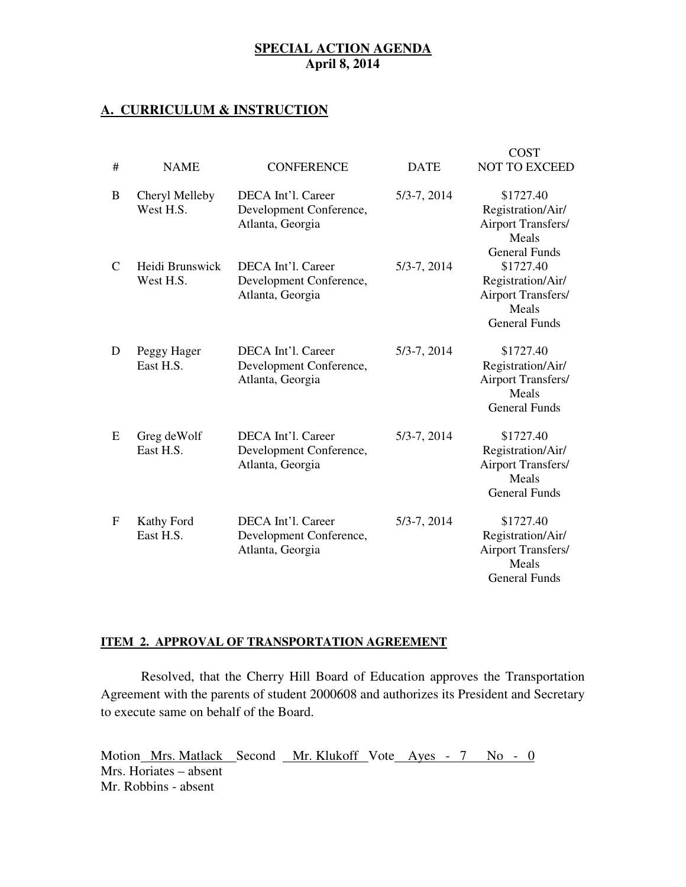**SPECIAL ACTION AGENDA**
**April 8, 2014**

## A. CURRICULUM & INSTRUCTION

| # | NAME | CONFERENCE | DATE | COST NOT TO EXCEED |
|---|---|---|---|---|
| B | Cheryl Melleby West H.S. | DECA Int'l. Career Development Conference, Atlanta, Georgia | 5/3-7, 2014 | $1727.40 Registration/Air/ Airport Transfers/ Meals General Funds |
| C | Heidi Brunswick West H.S. | DECA Int'l. Career Development Conference, Atlanta, Georgia | 5/3-7, 2014 | $1727.40 Registration/Air/ Airport Transfers/ Meals General Funds |
| D | Peggy Hager East H.S. | DECA Int'l. Career Development Conference, Atlanta, Georgia | 5/3-7, 2014 | $1727.40 Registration/Air/ Airport Transfers/ Meals General Funds |
| E | Greg deWolf East H.S. | DECA Int'l. Career Development Conference, Atlanta, Georgia | 5/3-7, 2014 | $1727.40 Registration/Air/ Airport Transfers/ Meals General Funds |
| F | Kathy Ford East H.S. | DECA Int'l. Career Development Conference, Atlanta, Georgia | 5/3-7, 2014 | $1727.40 Registration/Air/ Airport Transfers/ Meals General Funds |

### ITEM 2. APPROVAL OF TRANSPORTATION AGREEMENT

Resolved, that the Cherry Hill Board of Education approves the Transportation Agreement with the parents of student 2000608 and authorizes its President and Secretary to execute same on behalf of the Board.

Motion Mrs. Matlack Second Mr. Klukoff Vote Ayes - 7 No - 0
Mrs. Horiates – absent
Mr. Robbins - absent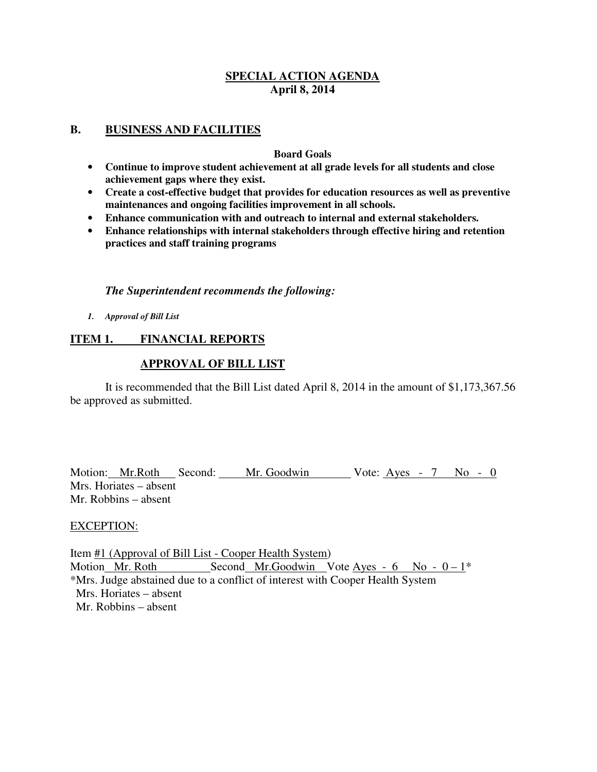**SPECIAL ACTION AGENDA**
**April 8, 2014**

## B. BUSINESS AND FACILITIES

**Board Goals**

- **Continue to improve student achievement at all grade levels for all students and close achievement gaps where they exist.**
- **Create a cost-effective budget that provides for education resources as well as preventive maintenances and ongoing facilities improvement in all schools.**
- **Enhance communication with and outreach to internal and external stakeholders.**
- **Enhance relationships with internal stakeholders through effective hiring and retention practices and staff training programs**

***The Superintendent recommends the following:***

1. *Approval of Bill List*

### ITEM 1. FINANCIAL REPORTS

### APPROVAL OF BILL LIST

It is recommended that the Bill List dated April 8, 2014 in the amount of $1,173,367.56 be approved as submitted.

Motion: Mr.Roth Second: Mr. Goodwin Vote: Ayes - 7 No - 0
Mrs. Horiates – absent
Mr. Robbins – absent

EXCEPTION:

Item #1 (Approval of Bill List - Cooper Health System)
Motion Mr. Roth Second Mr.Goodwin Vote Ayes - 6 No - 0 – 1*
*Mrs. Judge abstained due to a conflict of interest with Cooper Health System
Mrs. Horiates – absent
Mr. Robbins – absent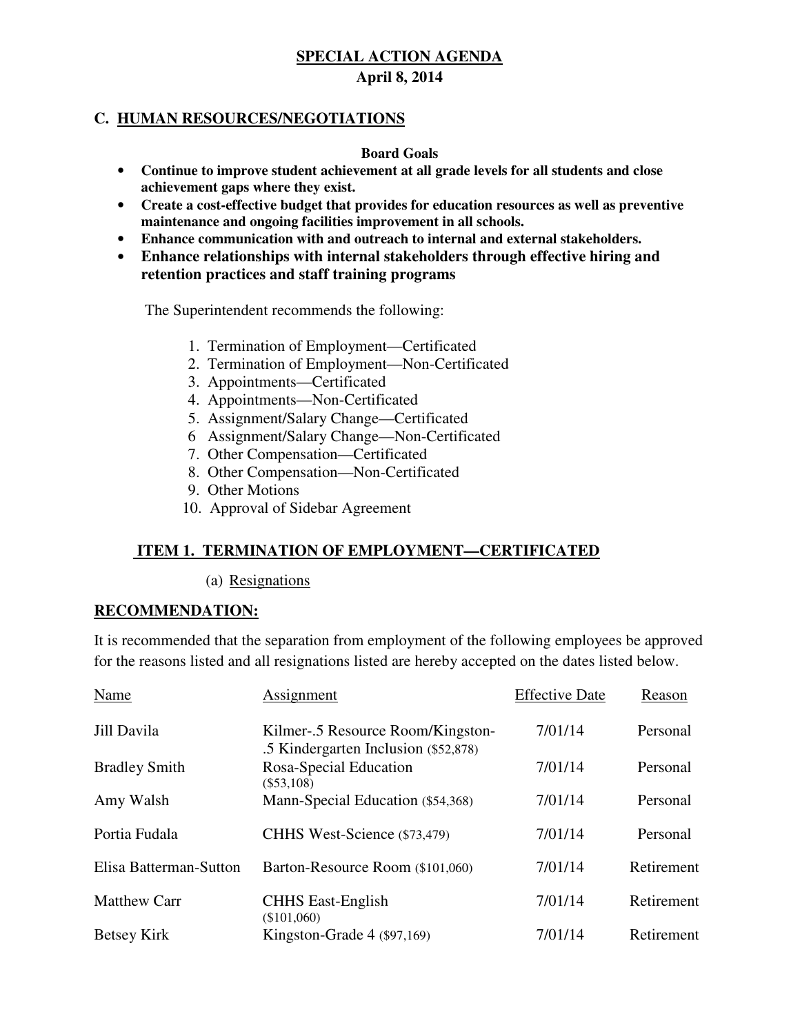**SPECIAL ACTION AGENDA**
**April 8, 2014**

## C. HUMAN RESOURCES/NEGOTIATIONS

**Board Goals**

- **Continue to improve student achievement at all grade levels for all students and close achievement gaps where they exist.**
- **Create a cost-effective budget that provides for education resources as well as preventive maintenance and ongoing facilities improvement in all schools.**
- **Enhance communication with and outreach to internal and external stakeholders.**
- **Enhance relationships with internal stakeholders through effective hiring and retention practices and staff training programs**

The Superintendent recommends the following:

1. Termination of Employment—Certificated
2. Termination of Employment—Non-Certificated
3. Appointments—Certificated
4. Appointments—Non-Certificated
5. Assignment/Salary Change—Certificated
6. Assignment/Salary Change—Non-Certificated
7. Other Compensation—Certificated
8. Other Compensation—Non-Certificated
9. Other Motions
10. Approval of Sidebar Agreement

### ITEM 1. TERMINATION OF EMPLOYMENT—CERTIFICATED

(a) Resignations

**RECOMMENDATION:**

It is recommended that the separation from employment of the following employees be approved for the reasons listed and all resignations listed are hereby accepted on the dates listed below.

| Name | Assignment | Effective Date | Reason |
|---|---|---|---|
| Jill Davila | Kilmer-.5 Resource Room/Kingston-.5 Kindergarten Inclusion ($52,878) | 7/01/14 | Personal |
| Bradley Smith | Rosa-Special Education ($53,108) | 7/01/14 | Personal |
| Amy Walsh | Mann-Special Education ($54,368) | 7/01/14 | Personal |
| Portia Fudala | CHHS West-Science ($73,479) | 7/01/14 | Personal |
| Elisa Batterman-Sutton | Barton-Resource Room ($101,060) | 7/01/14 | Retirement |
| Matthew Carr | CHHS East-English ($101,060) | 7/01/14 | Retirement |
| Betsey Kirk | Kingston-Grade 4 ($97,169) | 7/01/14 | Retirement |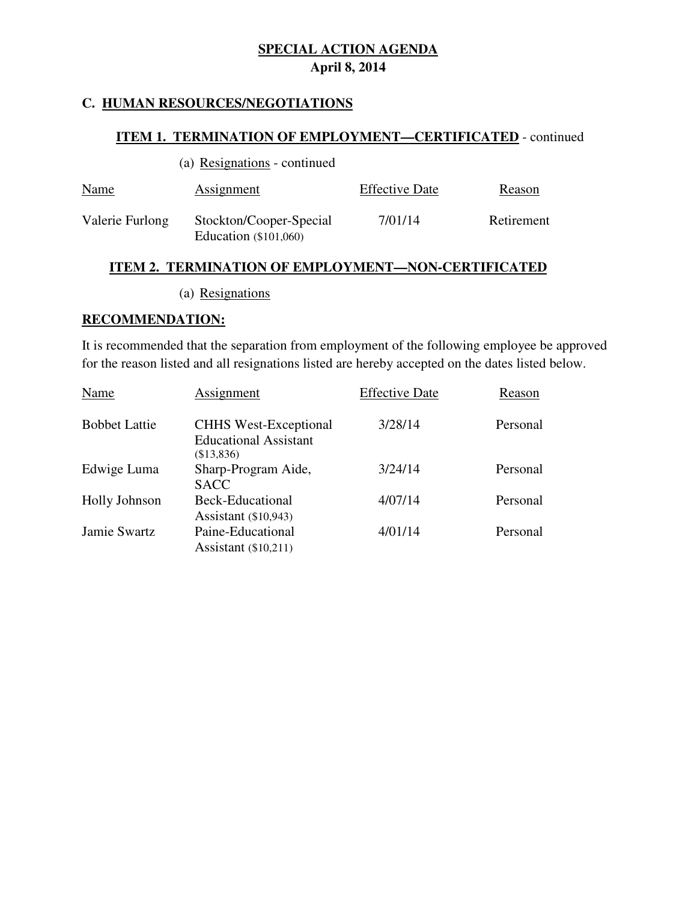# SPECIAL ACTION AGENDA

**April 8, 2014**

## C. HUMAN RESOURCES/NEGOTIATIONS

### ITEM 1. TERMINATION OF EMPLOYMENT—CERTIFICATED - continued

(a) Resignations - continued

| Name | Assignment | Effective Date | Reason |
|---|---|---|---|
| Valerie Furlong | Stockton/Cooper-Special Education ($101,060) | 7/01/14 | Retirement |

### ITEM 2. TERMINATION OF EMPLOYMENT—NON-CERTIFICATED

(a) Resignations

**RECOMMENDATION:**

It is recommended that the separation from employment of the following employee be approved for the reason listed and all resignations listed are hereby accepted on the dates listed below.

| Name | Assignment | Effective Date | Reason |
|---|---|---|---|
| Bobbet Lattie | CHHS West-Exceptional Educational Assistant ($13,836) | 3/28/14 | Personal |
| Edwige Luma | Sharp-Program Aide, SACC | 3/24/14 | Personal |
| Holly Johnson | Beck-Educational Assistant ($10,943) | 4/07/14 | Personal |
| Jamie Swartz | Paine-Educational Assistant ($10,211) | 4/01/14 | Personal |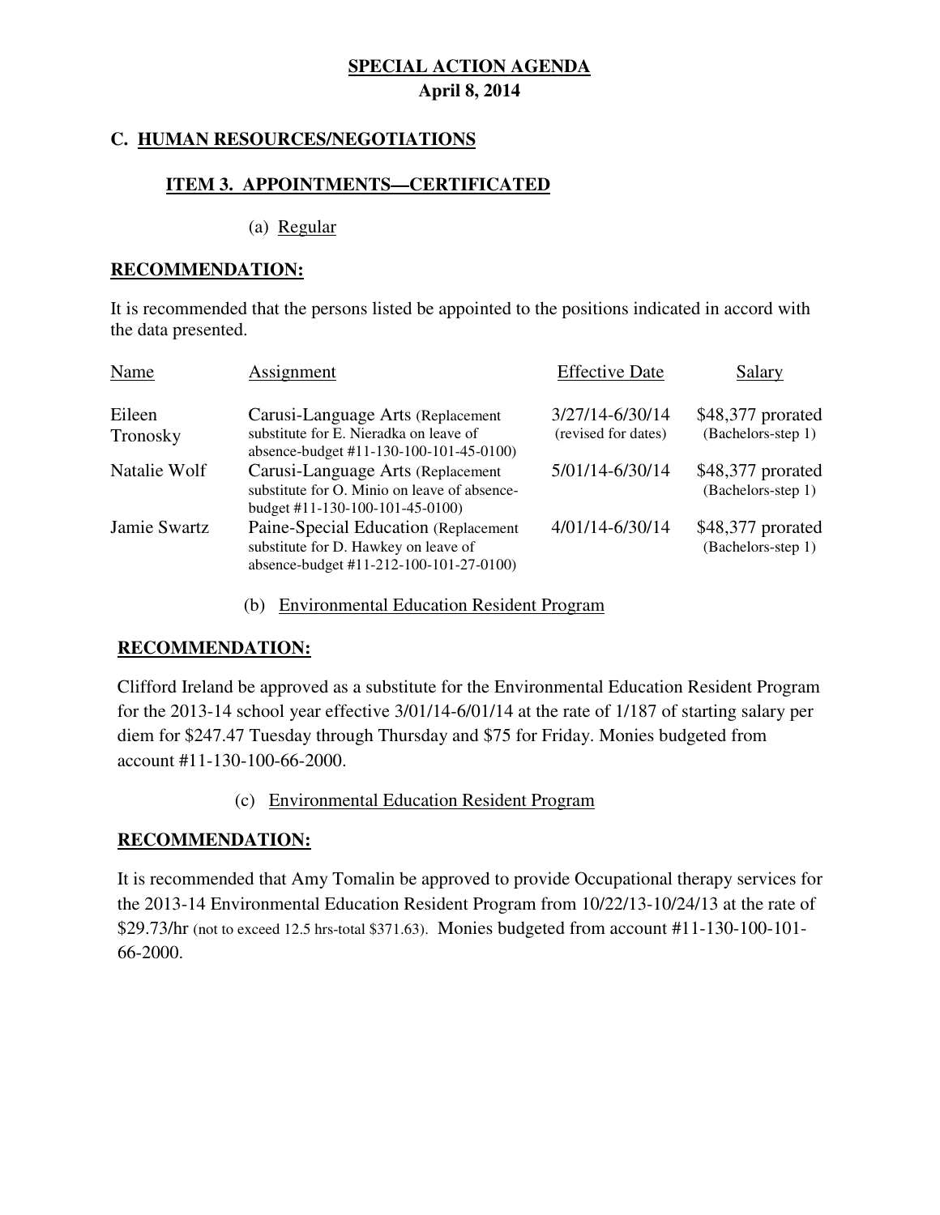**SPECIAL ACTION AGENDA**
**April 8, 2014**

## C. HUMAN RESOURCES/NEGOTIATIONS

### ITEM 3. APPOINTMENTS—CERTIFICATED

(a) Regular

**RECOMMENDATION:**

It is recommended that the persons listed be appointed to the positions indicated in accord with the data presented.

| Name | Assignment | Effective Date | Salary |
|---|---|---|---|
| Eileen Tronosky | Carusi-Language Arts (Replacement substitute for E. Nieradka on leave of absence-budget #11-130-100-101-45-0100) | 3/27/14-6/30/14 (revised for dates) | $48,377 prorated (Bachelors-step 1) |
| Natalie Wolf | Carusi-Language Arts (Replacement substitute for O. Minio on leave of absence-budget #11-130-100-101-45-0100) | 5/01/14-6/30/14 | $48,377 prorated (Bachelors-step 1) |
| Jamie Swartz | Paine-Special Education (Replacement substitute for D. Hawkey on leave of absence-budget #11-212-100-101-27-0100) | 4/01/14-6/30/14 | $48,377 prorated (Bachelors-step 1) |

(b) Environmental Education Resident Program

**RECOMMENDATION:**

Clifford Ireland be approved as a substitute for the Environmental Education Resident Program for the 2013-14 school year effective 3/01/14-6/01/14 at the rate of 1/187 of starting salary per diem for $247.47 Tuesday through Thursday and $75 for Friday. Monies budgeted from account #11-130-100-66-2000.

(c) Environmental Education Resident Program

**RECOMMENDATION:**

It is recommended that Amy Tomalin be approved to provide Occupational therapy services for the 2013-14 Environmental Education Resident Program from 10/22/13-10/24/13 at the rate of $29.73/hr (not to exceed 12.5 hrs-total $371.63). Monies budgeted from account #11-130-100-101-66-2000.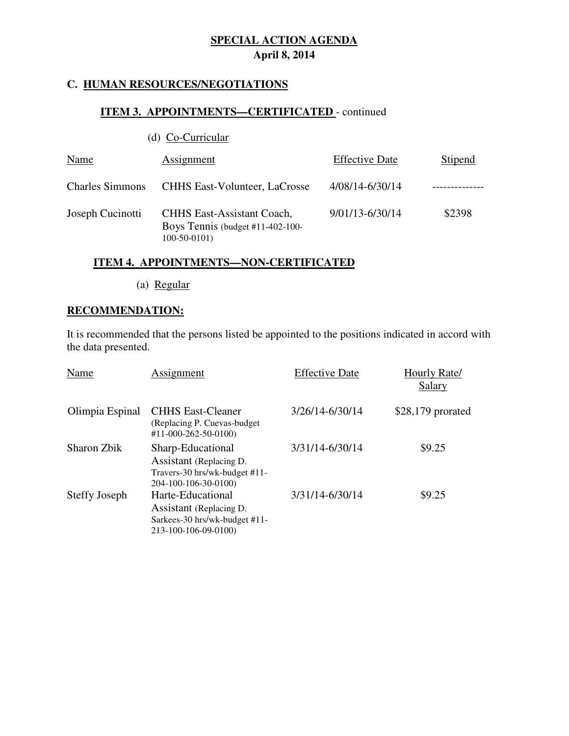**SPECIAL ACTION AGENDA**
**April 8, 2014**

### C. HUMAN RESOURCES/NEGOTIATIONS

#### ITEM 3. APPOINTMENTS—CERTIFICATED - continued

(d) Co-Curricular

| Name | Assignment | Effective Date | Stipend |
|---|---|---|---|
| Charles Simmons | CHHS East-Volunteer, LaCrosse | 4/08/14-6/30/14 | -------------- |
| Joseph Cucinotti | CHHS East-Assistant Coach, Boys Tennis (budget #11-402-100-100-50-0101) | 9/01/13-6/30/14 | $2398 |

#### ITEM 4. APPOINTMENTS—NON-CERTIFICATED

(a) Regular

**RECOMMENDATION:**

It is recommended that the persons listed be appointed to the positions indicated in accord with the data presented.

| Name | Assignment | Effective Date | Hourly Rate/ Salary |
|---|---|---|---|
| Olimpia Espinal | CHHS East-Cleaner (Replacing P. Cuevas-budget #11-000-262-50-0100) | 3/26/14-6/30/14 | $28,179 prorated |
| Sharon Zbik | Sharp-Educational Assistant (Replacing D. Travers-30 hrs/wk-budget #11-204-100-106-30-0100) | 3/31/14-6/30/14 | $9.25 |
| Steffy Joseph | Harte-Educational Assistant (Replacing D. Sarkees-30 hrs/wk-budget #11-213-100-106-09-0100) | 3/31/14-6/30/14 | $9.25 |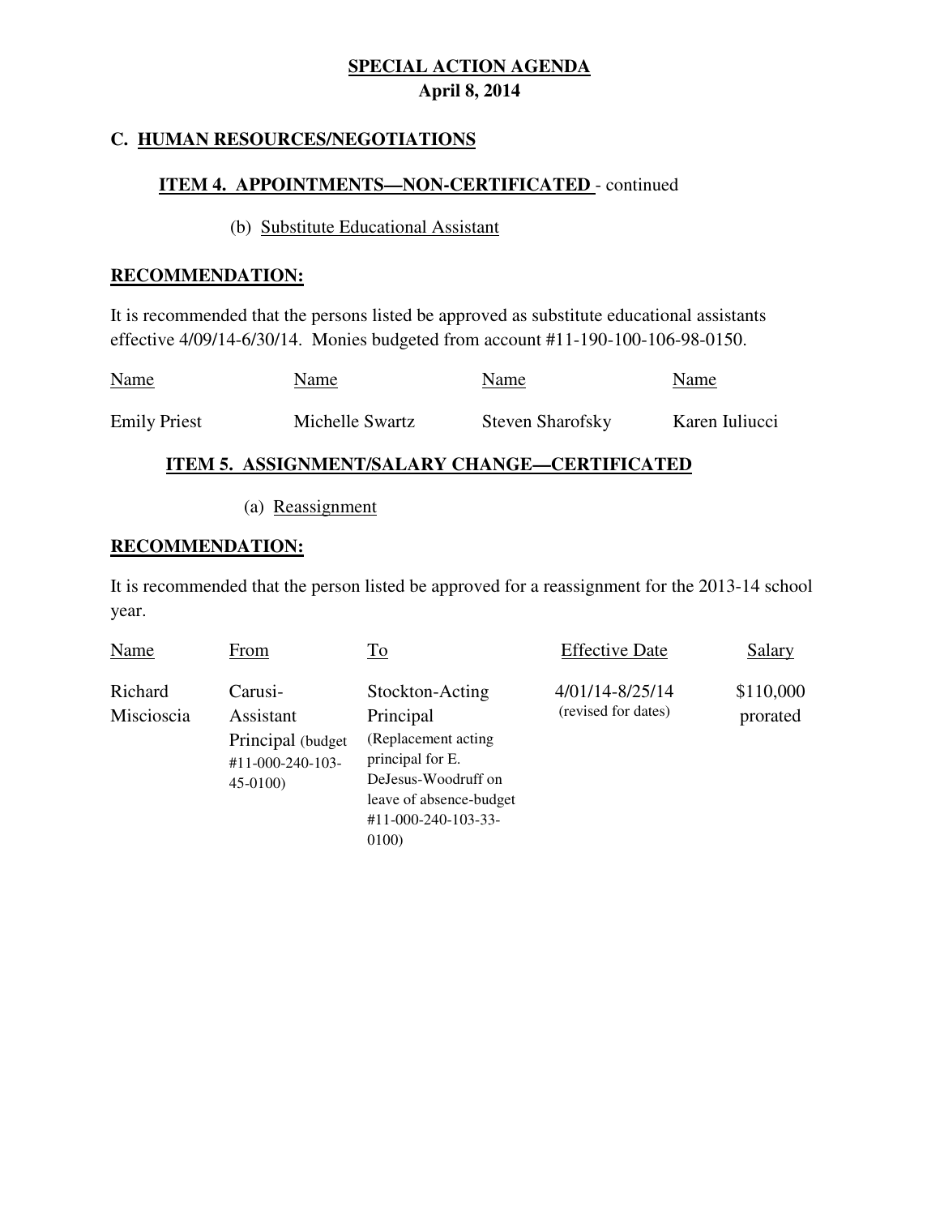**SPECIAL ACTION AGENDA**
**April 8, 2014**

## C. HUMAN RESOURCES/NEGOTIATIONS

### ITEM 4. APPOINTMENTS—NON-CERTIFICATED - continued

(b) Substitute Educational Assistant

**RECOMMENDATION:**

It is recommended that the persons listed be approved as substitute educational assistants effective 4/09/14-6/30/14. Monies budgeted from account #11-190-100-106-98-0150.

| Name | Name | Name | Name |
|---|---|---|---|
| Emily Priest | Michelle Swartz | Steven Sharofsky | Karen Iuliucci |

### ITEM 5. ASSIGNMENT/SALARY CHANGE—CERTIFICATED

(a) Reassignment

**RECOMMENDATION:**

It is recommended that the person listed be approved for a reassignment for the 2013-14 school year.

| Name | From | To | Effective Date | Salary |
|---|---|---|---|---|
| Richard Miscioscia | Carusi-Assistant Principal (budget #11-000-240-103-45-0100) | Stockton-Acting Principal (Replacement acting principal for E. DeJesus-Woodruff on leave of absence-budget #11-000-240-103-33-0100) | 4/01/14-8/25/14 (revised for dates) | $110,000 prorated |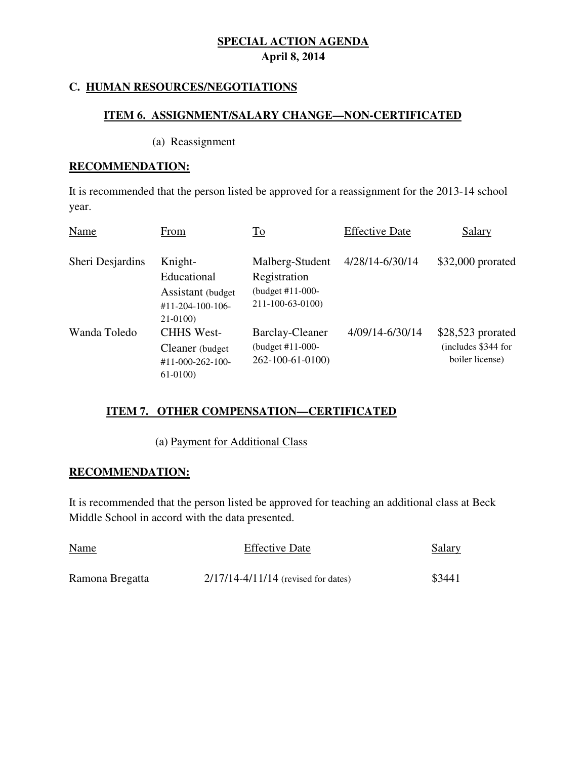**SPECIAL ACTION AGENDA**
**April 8, 2014**

## C. HUMAN RESOURCES/NEGOTIATIONS

### ITEM 6. ASSIGNMENT/SALARY CHANGE—NON-CERTIFICATED

(a) Reassignment

**RECOMMENDATION:**

It is recommended that the person listed be approved for a reassignment for the 2013-14 school year.

| Name | From | To | Effective Date | Salary |
|---|---|---|---|---|
| Sheri Desjardins | Knight-Educational Assistant (budget #11-204-100-106-21-0100) | Malberg-Student Registration (budget #11-000-211-100-63-0100) | 4/28/14-6/30/14 | $32,000 prorated |
| Wanda Toledo | CHHS West-Cleaner (budget #11-000-262-100-61-0100) | Barclay-Cleaner (budget #11-000-262-100-61-0100) | 4/09/14-6/30/14 | $28,523 prorated (includes $344 for boiler license) |

### ITEM 7. OTHER COMPENSATION—CERTIFICATED

(a) Payment for Additional Class

**RECOMMENDATION:**

It is recommended that the person listed be approved for teaching an additional class at Beck Middle School in accord with the data presented.

| Name | Effective Date | Salary |
|---|---|---|
| Ramona Bregatta | 2/17/14-4/11/14 (revised for dates) | $3441 |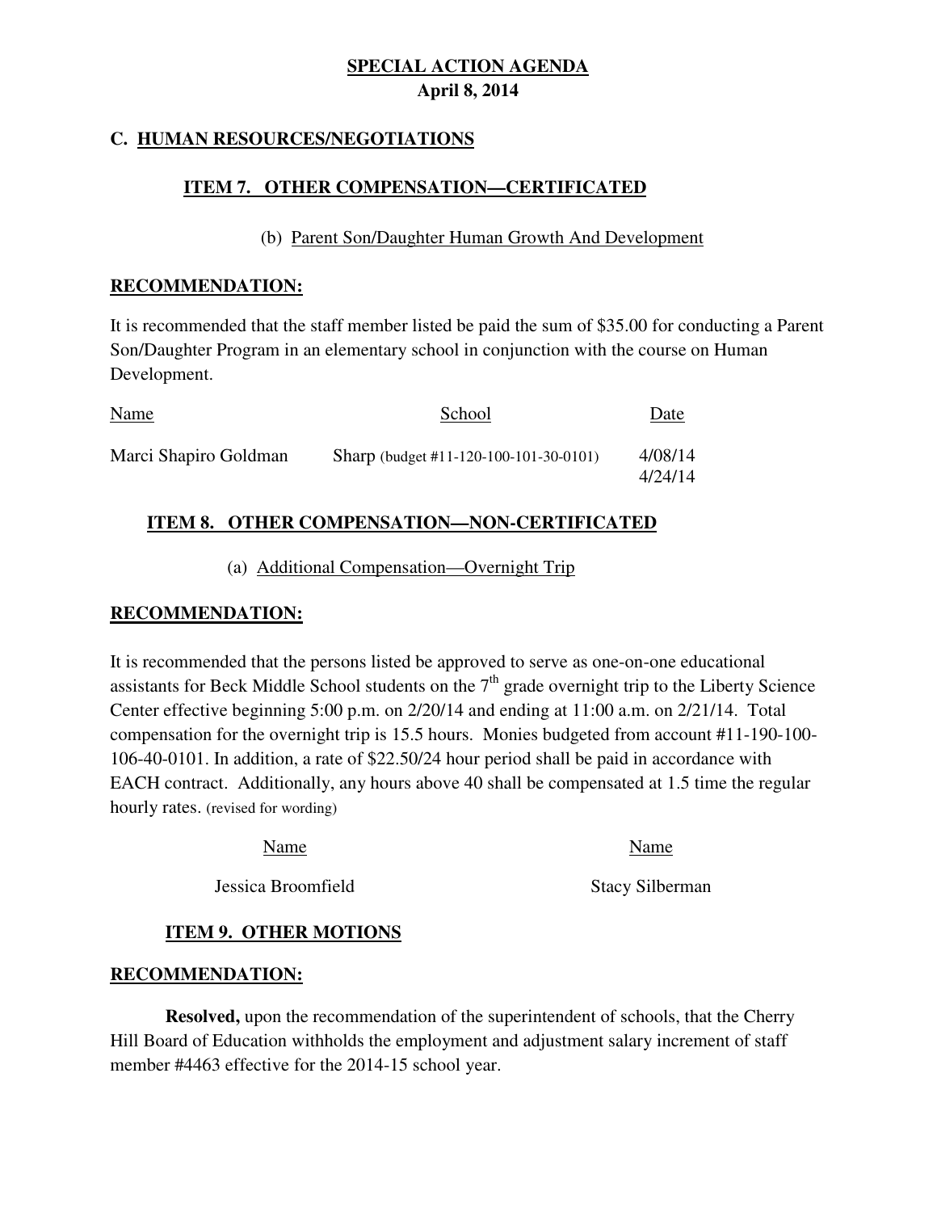**SPECIAL ACTION AGENDA**
**April 8, 2014**

## C. HUMAN RESOURCES/NEGOTIATIONS

### ITEM 7. OTHER COMPENSATION—CERTIFICATED

(b) Parent Son/Daughter Human Growth And Development

**RECOMMENDATION:**

It is recommended that the staff member listed be paid the sum of $35.00 for conducting a Parent Son/Daughter Program in an elementary school in conjunction with the course on Human Development.

| Name | School | Date |
|---|---|---|
| Marci Shapiro Goldman | Sharp (budget #11-120-100-101-30-0101) | 4/08/14<br>4/24/14 |

### ITEM 8. OTHER COMPENSATION—NON-CERTIFICATED

(a) Additional Compensation—Overnight Trip

**RECOMMENDATION:**

It is recommended that the persons listed be approved to serve as one-on-one educational assistants for Beck Middle School students on the 7th grade overnight trip to the Liberty Science Center effective beginning 5:00 p.m. on 2/20/14 and ending at 11:00 a.m. on 2/21/14. Total compensation for the overnight trip is 15.5 hours. Monies budgeted from account #11-190-100-106-40-0101. In addition, a rate of $22.50/24 hour period shall be paid in accordance with EACH contract. Additionally, any hours above 40 shall be compensated at 1.5 time the regular hourly rates. (revised for wording)

| Name | Name |
|---|---|
| Jessica Broomfield | Stacy Silberman |

### ITEM 9. OTHER MOTIONS

**RECOMMENDATION:**

**Resolved,** upon the recommendation of the superintendent of schools, that the Cherry Hill Board of Education withholds the employment and adjustment salary increment of staff member #4463 effective for the 2014-15 school year.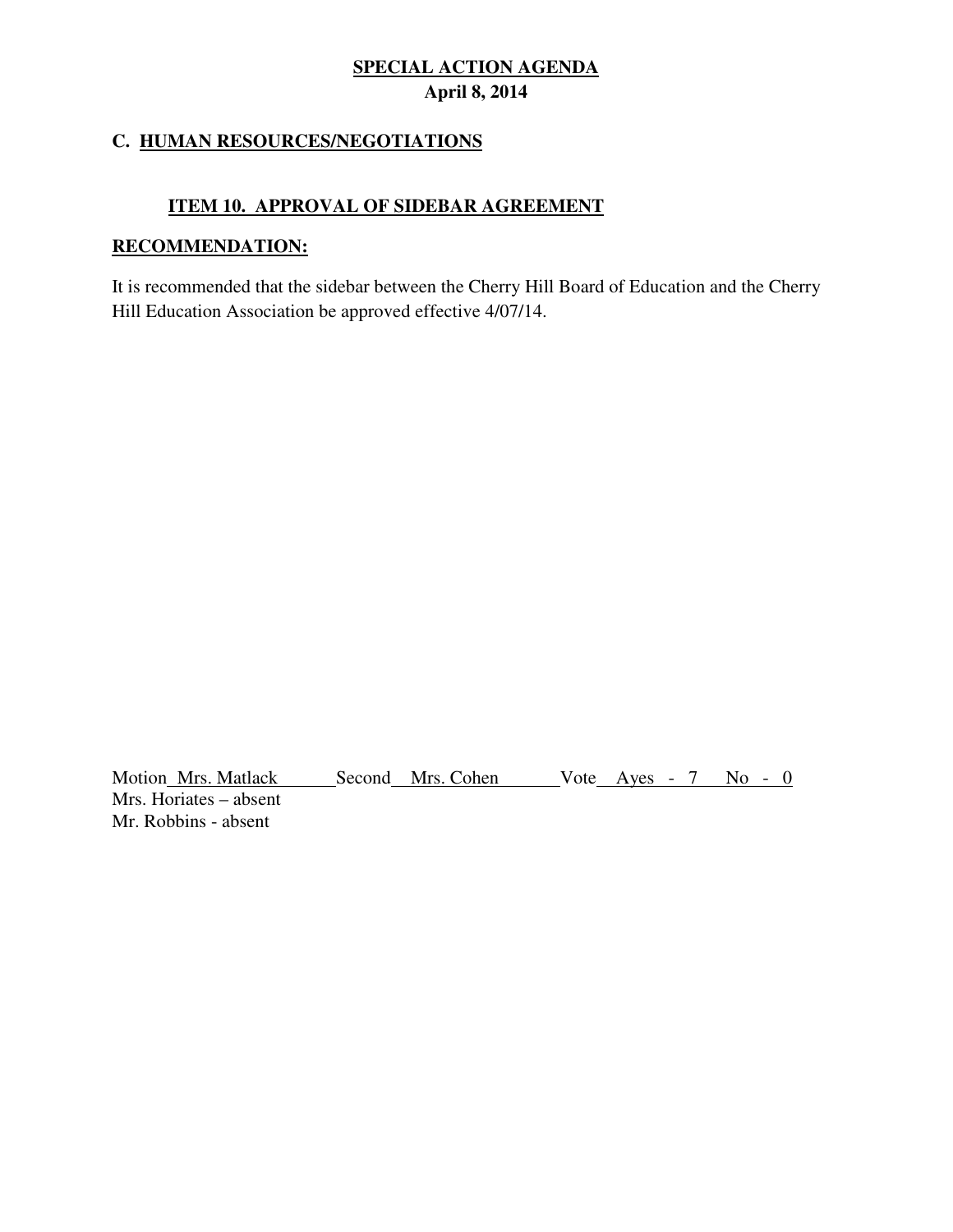## SPECIAL ACTION AGENDA

**April 8, 2014**

### C. HUMAN RESOURCES/NEGOTIATIONS

#### ITEM 10. APPROVAL OF SIDEBAR AGREEMENT

**RECOMMENDATION:**

It is recommended that the sidebar between the Cherry Hill Board of Education and the Cherry Hill Education Association be approved effective 4/07/14.

Motion Mrs. Matlack Second Mrs. Cohen Vote Ayes - 7 No - 0
Mrs. Horiates – absent
Mr. Robbins - absent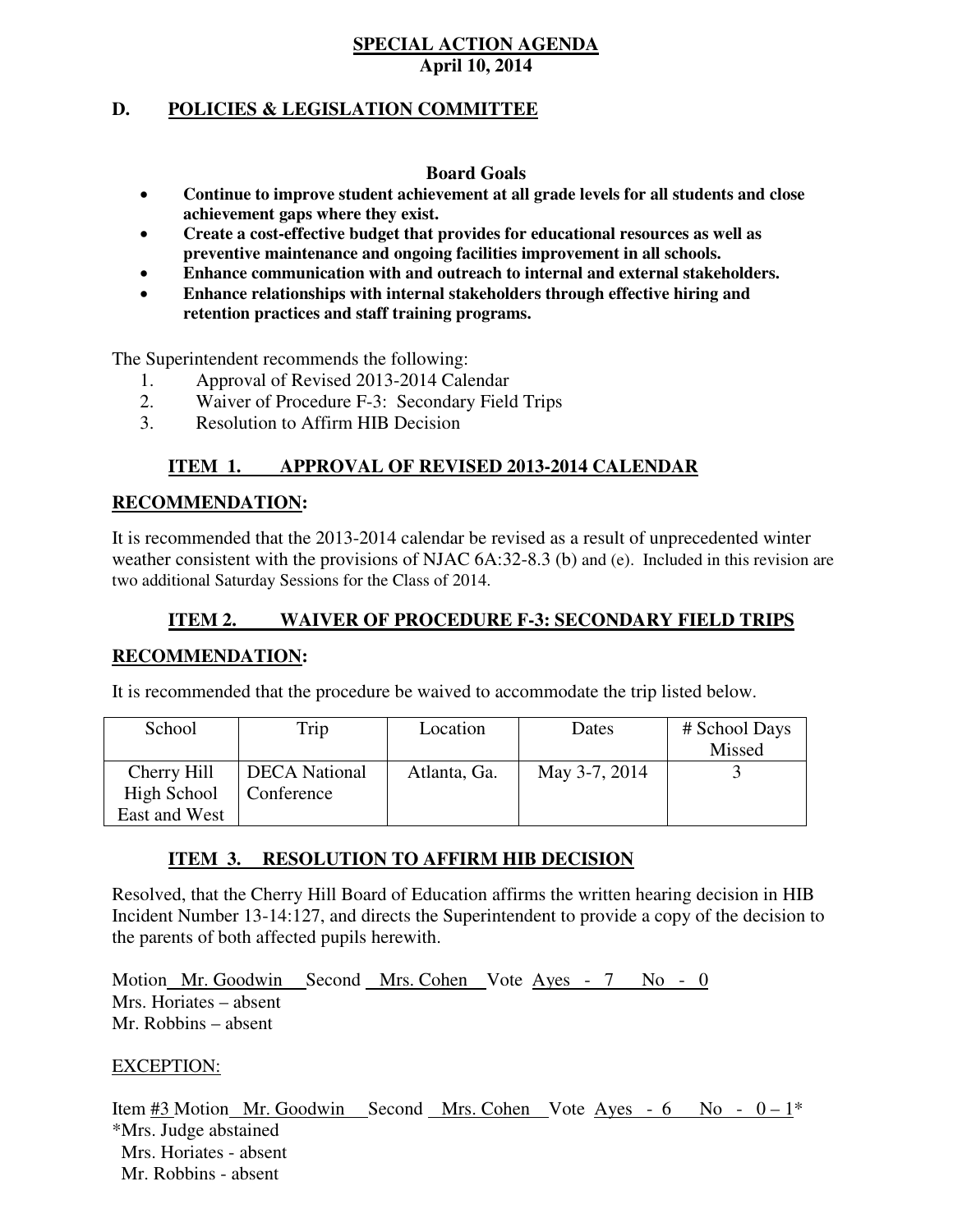**SPECIAL ACTION AGENDA**
**April 10, 2014**

## D. POLICIES & LEGISLATION COMMITTEE

### Board Goals

- **Continue to improve student achievement at all grade levels for all students and close achievement gaps where they exist.**
- **Create a cost-effective budget that provides for educational resources as well as preventive maintenance and ongoing facilities improvement in all schools.**
- **Enhance communication with and outreach to internal and external stakeholders.**
- **Enhance relationships with internal stakeholders through effective hiring and retention practices and staff training programs.**

The Superintendent recommends the following:

1. Approval of Revised 2013-2014 Calendar
2. Waiver of Procedure F-3: Secondary Field Trips
3. Resolution to Affirm HIB Decision

### ITEM 1. APPROVAL OF REVISED 2013-2014 CALENDAR

**RECOMMENDATION:**

It is recommended that the 2013-2014 calendar be revised as a result of unprecedented winter weather consistent with the provisions of NJAC 6A:32-8.3 (b) and (e). Included in this revision are two additional Saturday Sessions for the Class of 2014.

### ITEM 2. WAIVER OF PROCEDURE F-3: SECONDARY FIELD TRIPS

**RECOMMENDATION:**

It is recommended that the procedure be waived to accommodate the trip listed below.

| School | Trip | Location | Dates | # School Days Missed |
|---|---|---|---|---|
| Cherry Hill High School East and West | DECA National Conference | Atlanta, Ga. | May 3-7, 2014 | 3 |

### ITEM 3. RESOLUTION TO AFFIRM HIB DECISION

Resolved, that the Cherry Hill Board of Education affirms the written hearing decision in HIB Incident Number 13-14:127, and directs the Superintendent to provide a copy of the decision to the parents of both affected pupils herewith.

Motion Mr. Goodwin Second Mrs. Cohen Vote Ayes - 7 No - 0
Mrs. Horiates – absent
Mr. Robbins – absent

EXCEPTION:

Item #3 Motion Mr. Goodwin Second Mrs. Cohen Vote Ayes - 6 No - 0 – 1*
*Mrs. Judge abstained
Mrs. Horiates - absent
Mr. Robbins - absent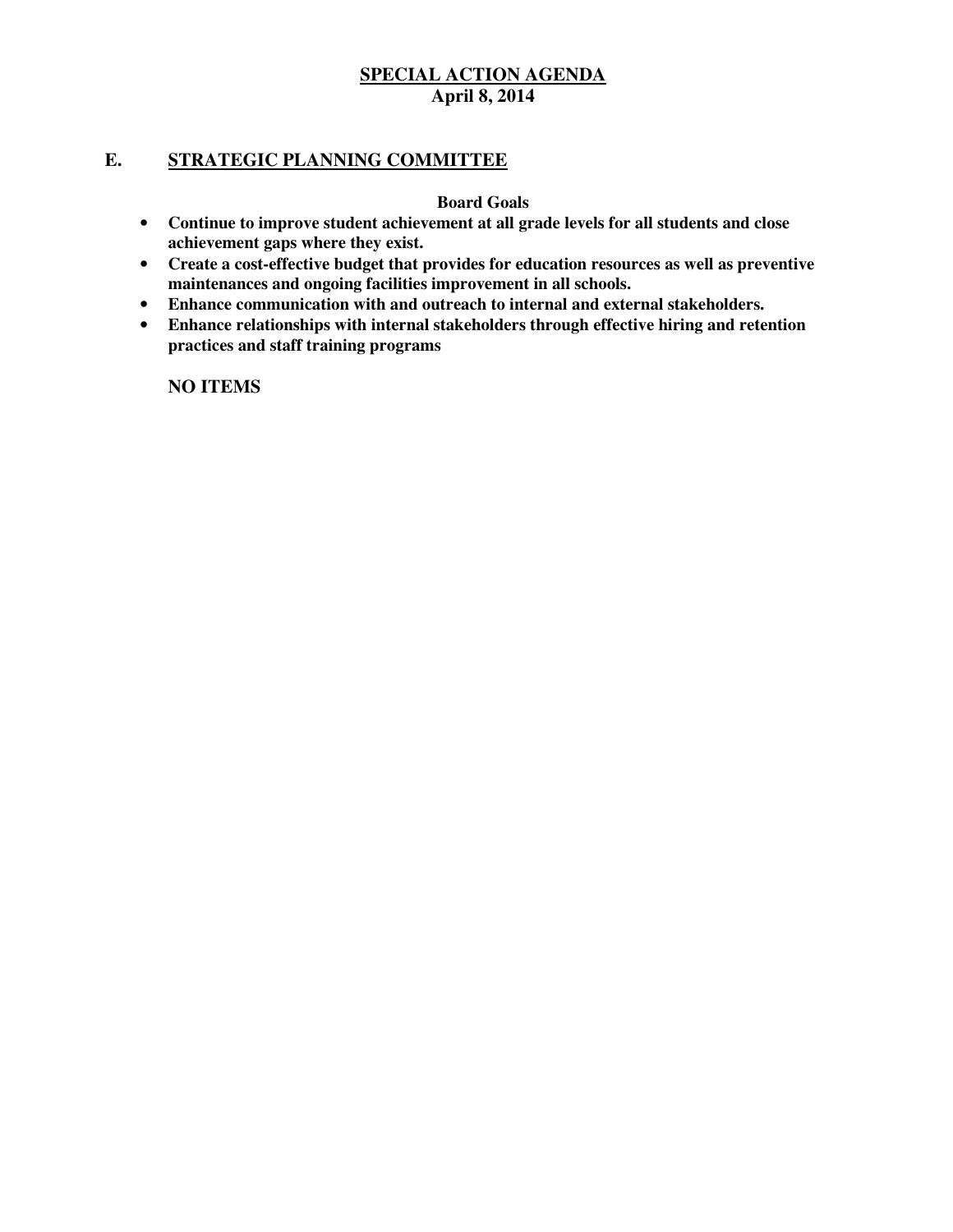**SPECIAL ACTION AGENDA**
**April 8, 2014**

## E. STRATEGIC PLANNING COMMITTEE

**Board Goals**

- **Continue to improve student achievement at all grade levels for all students and close achievement gaps where they exist.**
- **Create a cost-effective budget that provides for education resources as well as preventive maintenances and ongoing facilities improvement in all schools.**
- **Enhance communication with and outreach to internal and external stakeholders.**
- **Enhance relationships with internal stakeholders through effective hiring and retention practices and staff training programs**

**NO ITEMS**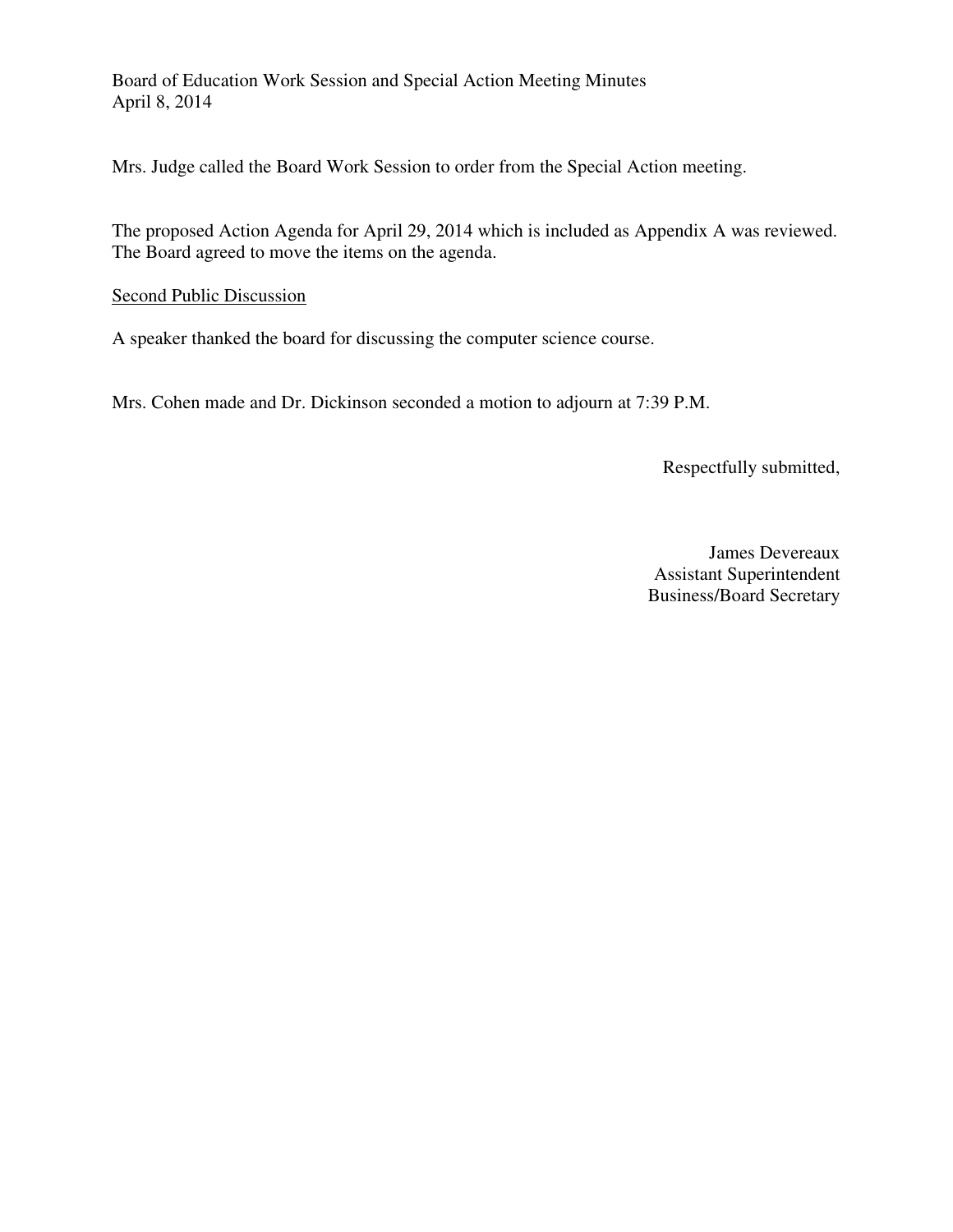Board of Education Work Session and Special Action Meeting Minutes
April 8, 2014

Mrs. Judge called the Board Work Session to order from the Special Action meeting.

The proposed Action Agenda for April 29, 2014 which is included as Appendix A was reviewed. The Board agreed to move the items on the agenda.

<u>Second Public Discussion</u>

A speaker thanked the board for discussing the computer science course.

Mrs. Cohen made and Dr. Dickinson seconded a motion to adjourn at 7:39 P.M.

Respectfully submitted,

James Devereaux
Assistant Superintendent
Business/Board Secretary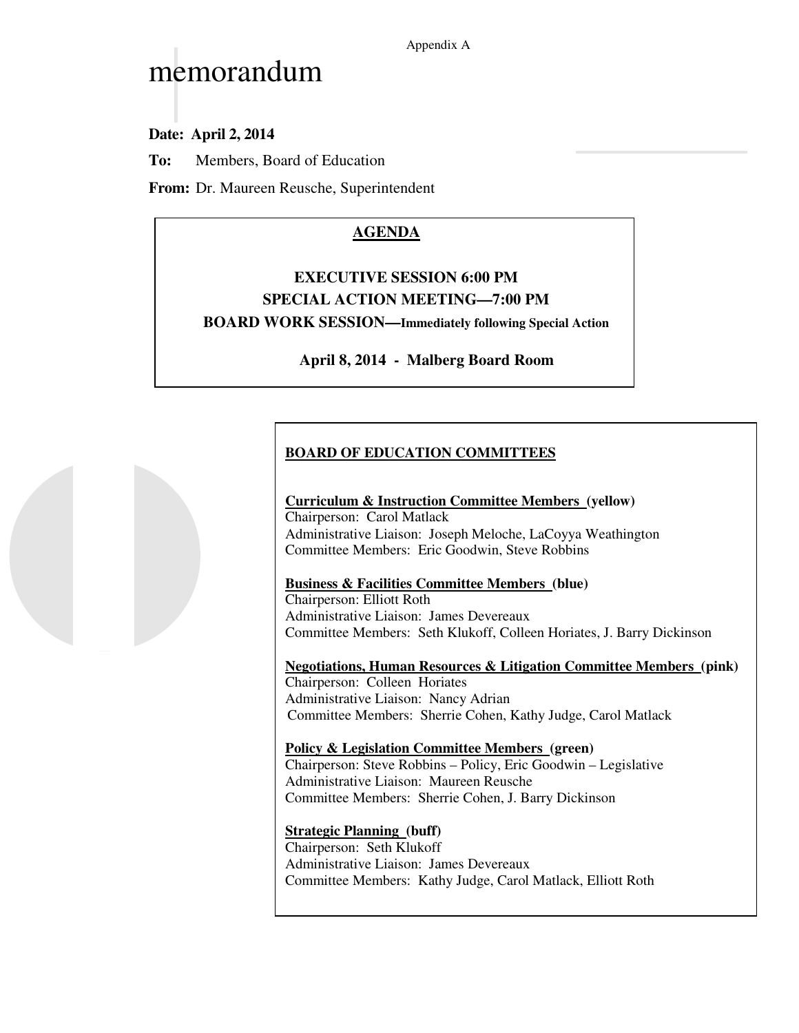Appendix A

# memorandum

**Date: April 2, 2014**

**To:** Members, Board of Education

**From:** Dr. Maureen Reusche, Superintendent

**AGENDA**

**EXECUTIVE SESSION 6:00 PM**

**SPECIAL ACTION MEETING—7:00 PM**

**BOARD WORK SESSION—Immediately following Special Action**

**April 8, 2014 - Malberg Board Room**

**BOARD OF EDUCATION COMMITTEES**

**Curriculum & Instruction Committee Members (yellow)**
Chairperson: Carol Matlack
Administrative Liaison: Joseph Meloche, LaCoyya Weathington
Committee Members: Eric Goodwin, Steve Robbins

**Business & Facilities Committee Members (blue)**
Chairperson: Elliott Roth
Administrative Liaison: James Devereaux
Committee Members: Seth Klukoff, Colleen Horiates, J. Barry Dickinson

**Negotiations, Human Resources & Litigation Committee Members (pink)**
Chairperson: Colleen Horiates
Administrative Liaison: Nancy Adrian
Committee Members: Sherrie Cohen, Kathy Judge, Carol Matlack

**Policy & Legislation Committee Members (green)**
Chairperson: Steve Robbins – Policy, Eric Goodwin – Legislative
Administrative Liaison: Maureen Reusche
Committee Members: Sherrie Cohen, J. Barry Dickinson

**Strategic Planning (buff)**
Chairperson: Seth Klukoff
Administrative Liaison: James Devereaux
Committee Members: Kathy Judge, Carol Matlack, Elliott Roth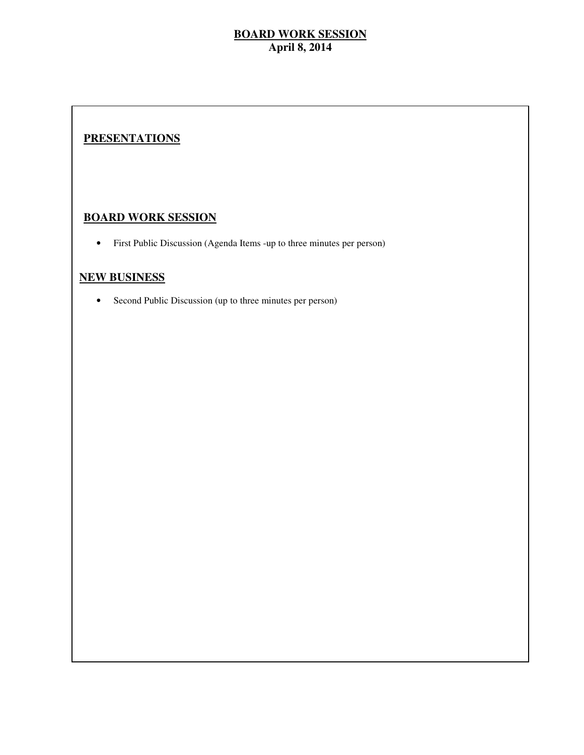# BOARD WORK SESSION
## April 8, 2014

## PRESENTATIONS

## BOARD WORK SESSION

- First Public Discussion (Agenda Items -up to three minutes per person)

## NEW BUSINESS

- Second Public Discussion (up to three minutes per person)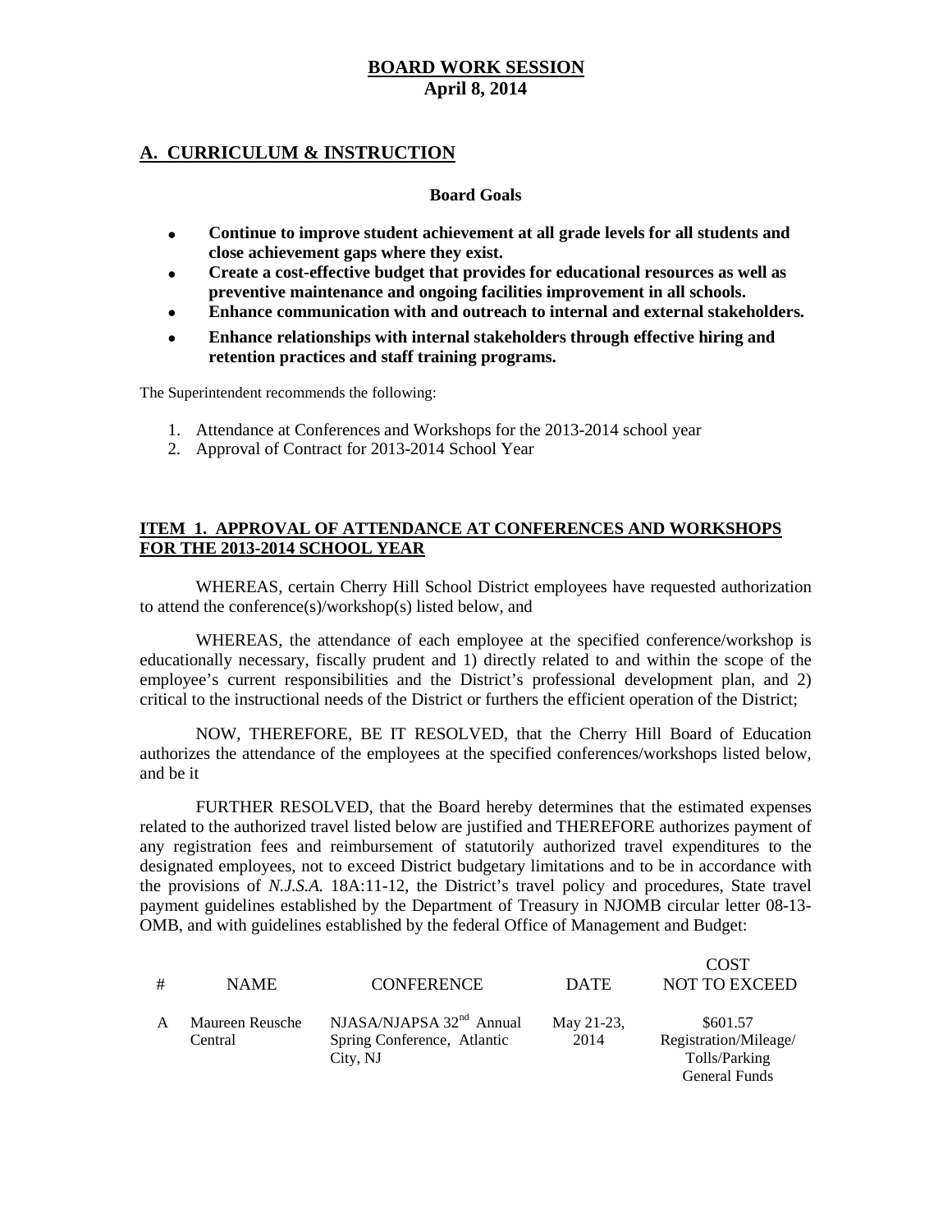## BOARD WORK SESSION
**April 8, 2014**

## A. CURRICULUM & INSTRUCTION

**Board Goals**

- **Continue to improve student achievement at all grade levels for all students and close achievement gaps where they exist.**
- **Create a cost-effective budget that provides for educational resources as well as preventive maintenance and ongoing facilities improvement in all schools.**
- **Enhance communication with and outreach to internal and external stakeholders.**
- **Enhance relationships with internal stakeholders through effective hiring and retention practices and staff training programs.**

The Superintendent recommends the following:

1. Attendance at Conferences and Workshops for the 2013-2014 school year
2. Approval of Contract for 2013-2014 School Year

### ITEM 1. APPROVAL OF ATTENDANCE AT CONFERENCES AND WORKSHOPS FOR THE 2013-2014 SCHOOL YEAR

WHEREAS, certain Cherry Hill School District employees have requested authorization to attend the conference(s)/workshop(s) listed below, and

WHEREAS, the attendance of each employee at the specified conference/workshop is educationally necessary, fiscally prudent and 1) directly related to and within the scope of the employee's current responsibilities and the District's professional development plan, and 2) critical to the instructional needs of the District or furthers the efficient operation of the District;

NOW, THEREFORE, BE IT RESOLVED, that the Cherry Hill Board of Education authorizes the attendance of the employees at the specified conferences/workshops listed below, and be it

FURTHER RESOLVED, that the Board hereby determines that the estimated expenses related to the authorized travel listed below are justified and THEREFORE authorizes payment of any registration fees and reimbursement of statutorily authorized travel expenditures to the designated employees, not to exceed District budgetary limitations and to be in accordance with the provisions of *N.J.S.A.* 18A:11-12, the District's travel policy and procedures, State travel payment guidelines established by the Department of Treasury in NJOMB circular letter 08-13-OMB, and with guidelines established by the federal Office of Management and Budget:

| # | NAME | CONFERENCE | DATE | COST NOT TO EXCEED |
|---|---|---|---|---|
| A | Maureen Reusche Central | NJASA/NJAPSA 32nd Annual Spring Conference, Atlantic City, NJ | May 21-23, 2014 | $601.57 Registration/Mileage/ Tolls/Parking General Funds |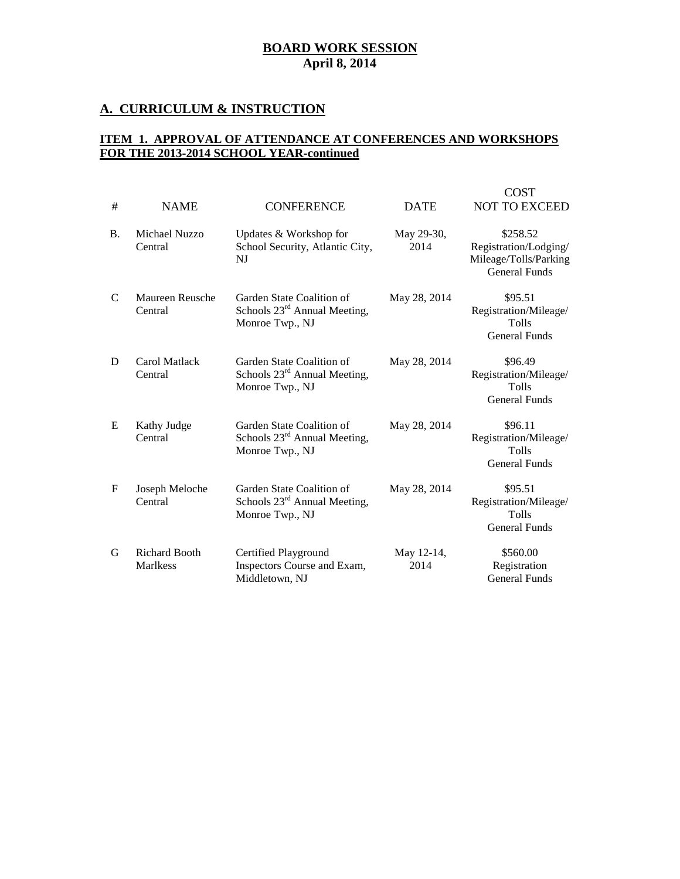**BOARD WORK SESSION**
**April 8, 2014**

## A. CURRICULUM & INSTRUCTION

### ITEM 1. APPROVAL OF ATTENDANCE AT CONFERENCES AND WORKSHOPS FOR THE 2013-2014 SCHOOL YEAR-continued

| # | NAME | CONFERENCE | DATE | COST NOT TO EXCEED |
|---|---|---|---|---|
| B. | Michael Nuzzo Central | Updates & Workshop for School Security, Atlantic City, NJ | May 29-30, 2014 | $258.52 Registration/Lodging/ Mileage/Tolls/Parking General Funds |
| C | Maureen Reusche Central | Garden State Coalition of Schools 23rd Annual Meeting, Monroe Twp., NJ | May 28, 2014 | $95.51 Registration/Mileage/ Tolls General Funds |
| D | Carol Matlack Central | Garden State Coalition of Schools 23rd Annual Meeting, Monroe Twp., NJ | May 28, 2014 | $96.49 Registration/Mileage/ Tolls General Funds |
| E | Kathy Judge Central | Garden State Coalition of Schools 23rd Annual Meeting, Monroe Twp., NJ | May 28, 2014 | $96.11 Registration/Mileage/ Tolls General Funds |
| F | Joseph Meloche Central | Garden State Coalition of Schools 23rd Annual Meeting, Monroe Twp., NJ | May 28, 2014 | $95.51 Registration/Mileage/ Tolls General Funds |
| G | Richard Booth Marlkess | Certified Playground Inspectors Course and Exam, Middletown, NJ | May 12-14, 2014 | $560.00 Registration General Funds |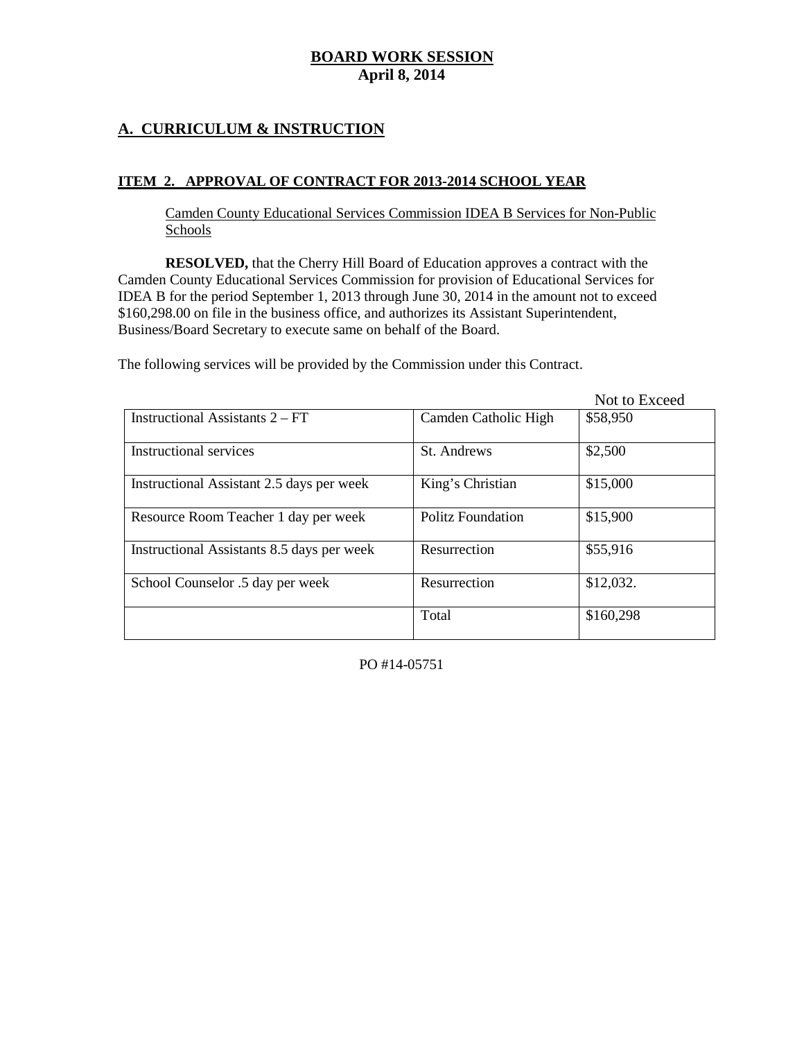**BOARD WORK SESSION**
**April 8, 2014**

## A. CURRICULUM & INSTRUCTION

### ITEM 2. APPROVAL OF CONTRACT FOR 2013-2014 SCHOOL YEAR

Camden County Educational Services Commission IDEA B Services for Non-Public Schools

**RESOLVED,** that the Cherry Hill Board of Education approves a contract with the Camden County Educational Services Commission for provision of Educational Services for IDEA B for the period September 1, 2013 through June 30, 2014 in the amount not to exceed $160,298.00 on file in the business office, and authorizes its Assistant Superintendent, Business/Board Secretary to execute same on behalf of the Board.

The following services will be provided by the Commission under this Contract.

| | | Not to Exceed |
|---|---|---|
| Instructional Assistants 2 – FT | Camden Catholic High | $58,950 |
| Instructional services | St. Andrews | $2,500 |
| Instructional Assistant 2.5 days per week | King's Christian | $15,000 |
| Resource Room Teacher 1 day per week | Politz Foundation | $15,900 |
| Instructional Assistants 8.5 days per week | Resurrection | $55,916 |
| School Counselor .5 day per week | Resurrection | $12,032. |
| | Total | $160,298 |

PO #14-05751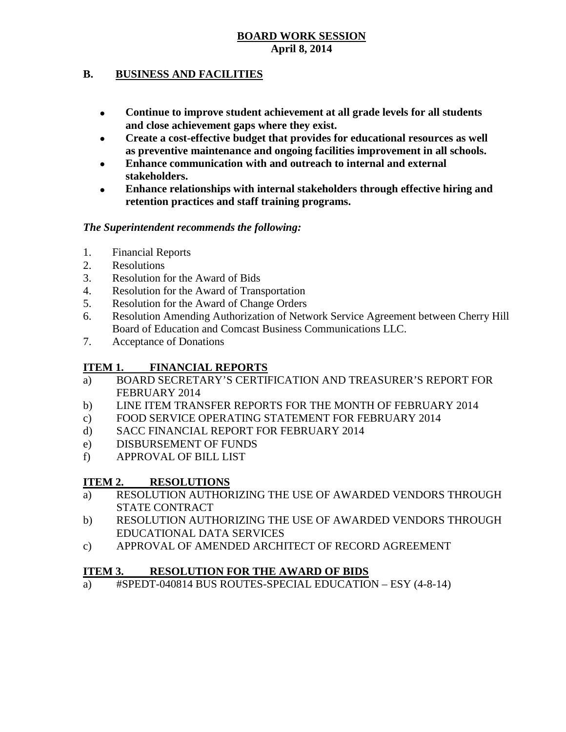**BOARD WORK SESSION**
**April 8, 2014**

## B. BUSINESS AND FACILITIES

- **Continue to improve student achievement at all grade levels for all students and close achievement gaps where they exist.**
- **Create a cost-effective budget that provides for educational resources as well as preventive maintenance and ongoing facilities improvement in all schools.**
- **Enhance communication with and outreach to internal and external stakeholders.**
- **Enhance relationships with internal stakeholders through effective hiring and retention practices and staff training programs.**

***The Superintendent recommends the following:***

1. Financial Reports
2. Resolutions
3. Resolution for the Award of Bids
4. Resolution for the Award of Transportation
5. Resolution for the Award of Change Orders
6. Resolution Amending Authorization of Network Service Agreement between Cherry Hill Board of Education and Comcast Business Communications LLC.
7. Acceptance of Donations

### ITEM 1. FINANCIAL REPORTS

a) BOARD SECRETARY'S CERTIFICATION AND TREASURER'S REPORT FOR FEBRUARY 2014
b) LINE ITEM TRANSFER REPORTS FOR THE MONTH OF FEBRUARY 2014
c) FOOD SERVICE OPERATING STATEMENT FOR FEBRUARY 2014
d) SACC FINANCIAL REPORT FOR FEBRUARY 2014
e) DISBURSEMENT OF FUNDS
f) APPROVAL OF BILL LIST

### ITEM 2. RESOLUTIONS

a) RESOLUTION AUTHORIZING THE USE OF AWARDED VENDORS THROUGH STATE CONTRACT
b) RESOLUTION AUTHORIZING THE USE OF AWARDED VENDORS THROUGH EDUCATIONAL DATA SERVICES
c) APPROVAL OF AMENDED ARCHITECT OF RECORD AGREEMENT

### ITEM 3. RESOLUTION FOR THE AWARD OF BIDS

a) #SPEDT-040814 BUS ROUTES-SPECIAL EDUCATION – ESY (4-8-14)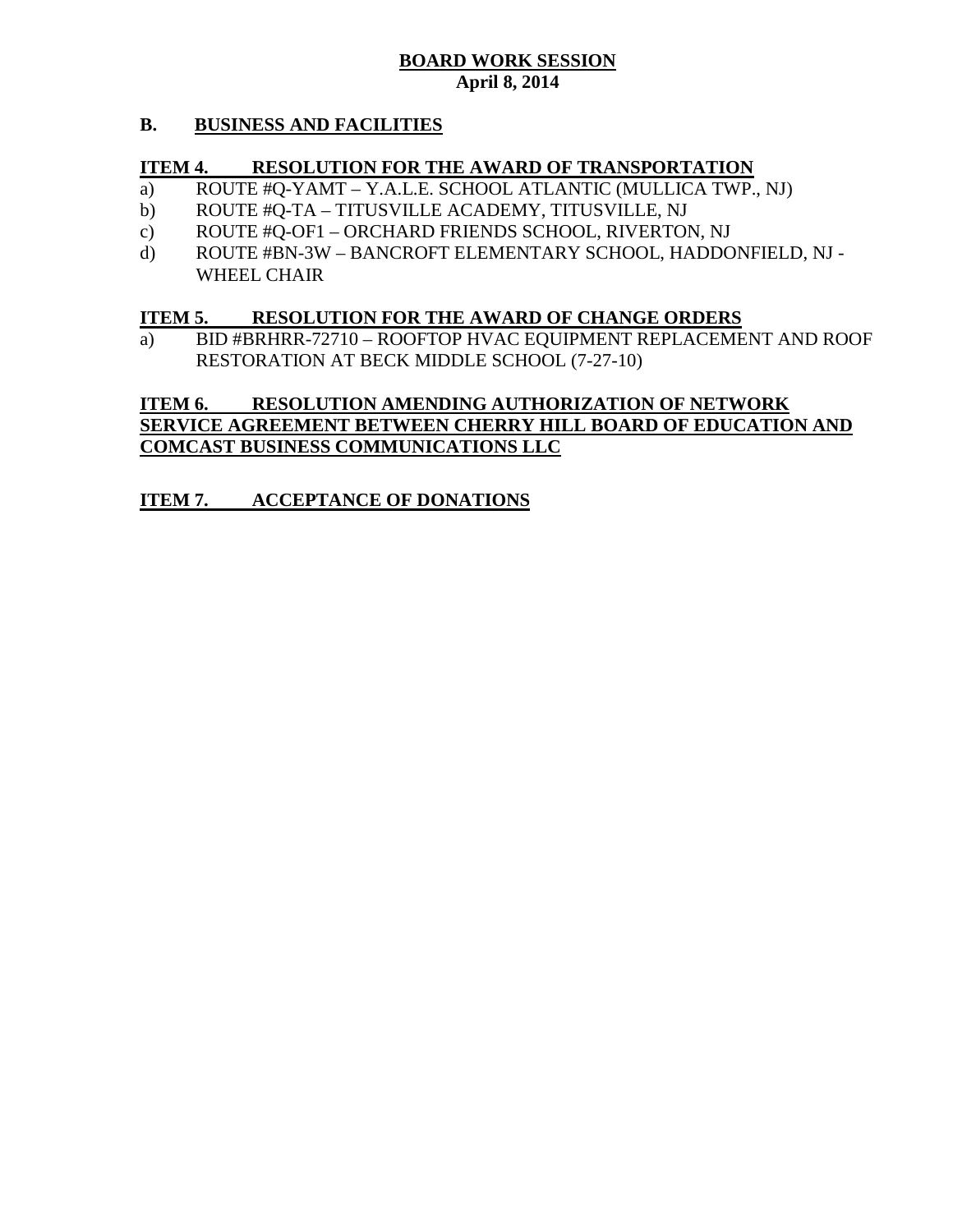**BOARD WORK SESSION**
**April 8, 2014**

**B. BUSINESS AND FACILITIES**

**ITEM 4. RESOLUTION FOR THE AWARD OF TRANSPORTATION**

a) ROUTE #Q-YAMT – Y.A.L.E. SCHOOL ATLANTIC (MULLICA TWP., NJ)
b) ROUTE #Q-TA – TITUSVILLE ACADEMY, TITUSVILLE, NJ
c) ROUTE #Q-OF1 – ORCHARD FRIENDS SCHOOL, RIVERTON, NJ
d) ROUTE #BN-3W – BANCROFT ELEMENTARY SCHOOL, HADDONFIELD, NJ - WHEEL CHAIR

**ITEM 5. RESOLUTION FOR THE AWARD OF CHANGE ORDERS**

a) BID #BRHRR-72710 – ROOFTOP HVAC EQUIPMENT REPLACEMENT AND ROOF RESTORATION AT BECK MIDDLE SCHOOL (7-27-10)

**ITEM 6. RESOLUTION AMENDING AUTHORIZATION OF NETWORK SERVICE AGREEMENT BETWEEN CHERRY HILL BOARD OF EDUCATION AND COMCAST BUSINESS COMMUNICATIONS LLC**

**ITEM 7. ACCEPTANCE OF DONATIONS**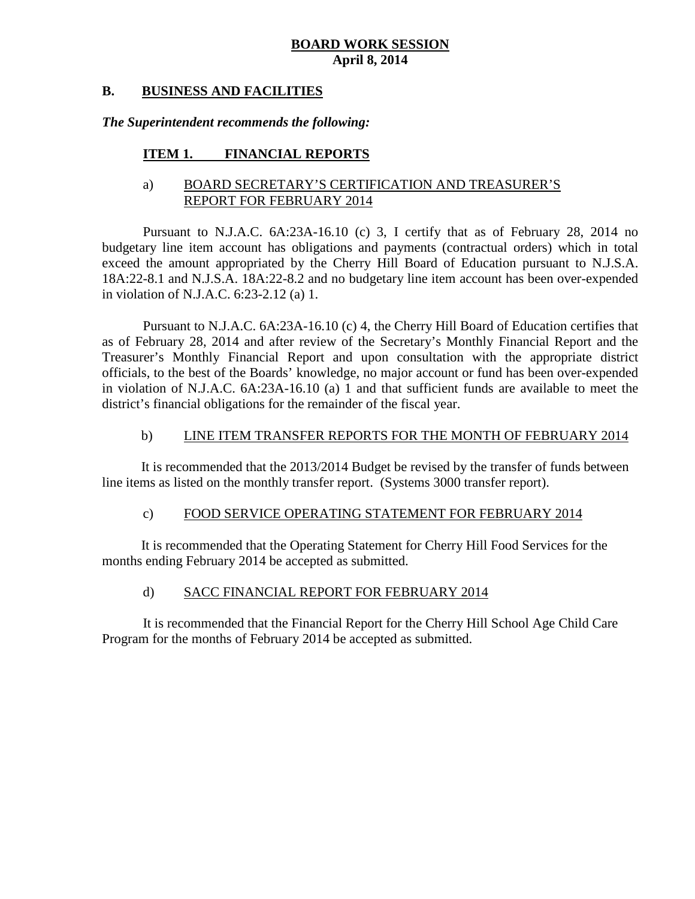**BOARD WORK SESSION**
**April 8, 2014**

## B. BUSINESS AND FACILITIES

***The Superintendent recommends the following:***

### ITEM 1. FINANCIAL REPORTS

#### a) BOARD SECRETARY'S CERTIFICATION AND TREASURER'S REPORT FOR FEBRUARY 2014

Pursuant to N.J.A.C. 6A:23A-16.10 (c) 3, I certify that as of February 28, 2014 no budgetary line item account has obligations and payments (contractual orders) which in total exceed the amount appropriated by the Cherry Hill Board of Education pursuant to N.J.S.A. 18A:22-8.1 and N.J.S.A. 18A:22-8.2 and no budgetary line item account has been over-expended in violation of N.J.A.C. 6:23-2.12 (a) 1.

Pursuant to N.J.A.C. 6A:23A-16.10 (c) 4, the Cherry Hill Board of Education certifies that as of February 28, 2014 and after review of the Secretary's Monthly Financial Report and the Treasurer's Monthly Financial Report and upon consultation with the appropriate district officials, to the best of the Boards' knowledge, no major account or fund has been over-expended in violation of N.J.A.C. 6A:23A-16.10 (a) 1 and that sufficient funds are available to meet the district's financial obligations for the remainder of the fiscal year.

#### b) LINE ITEM TRANSFER REPORTS FOR THE MONTH OF FEBRUARY 2014

It is recommended that the 2013/2014 Budget be revised by the transfer of funds between line items as listed on the monthly transfer report. (Systems 3000 transfer report).

#### c) FOOD SERVICE OPERATING STATEMENT FOR FEBRUARY 2014

It is recommended that the Operating Statement for Cherry Hill Food Services for the months ending February 2014 be accepted as submitted.

#### d) SACC FINANCIAL REPORT FOR FEBRUARY 2014

It is recommended that the Financial Report for the Cherry Hill School Age Child Care Program for the months of February 2014 be accepted as submitted.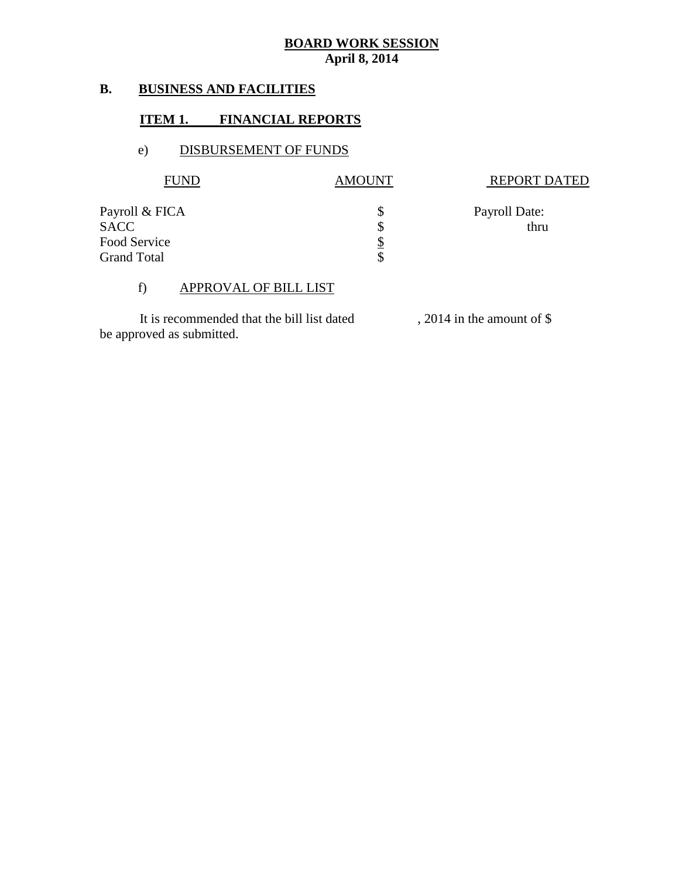**BOARD WORK SESSION**
**April 8, 2014**

## B. BUSINESS AND FACILITIES

### ITEM 1. FINANCIAL REPORTS

e) DISBURSEMENT OF FUNDS

| FUND | AMOUNT | REPORT DATED |
|---|---|---|
| Payroll & FICA | $ | Payroll Date: |
| SACC | $ | thru |
| Food Service | $ | |
| Grand Total | $ | |

f) APPROVAL OF BILL LIST

It is recommended that the bill list dated , 2014 in the amount of $ be approved as submitted.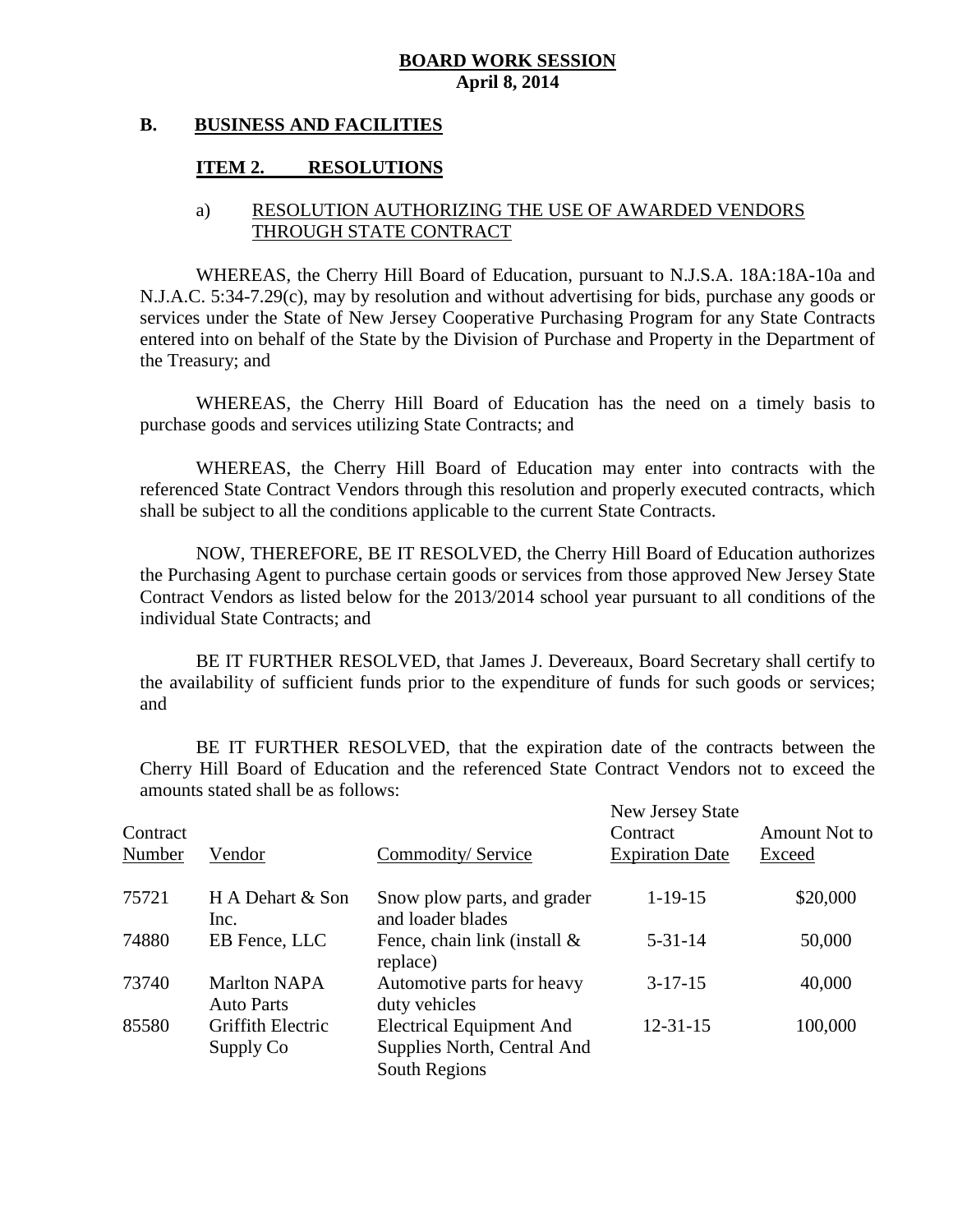**BOARD WORK SESSION**
**April 8, 2014**

## B. BUSINESS AND FACILITIES

### ITEM 2. RESOLUTIONS

a) RESOLUTION AUTHORIZING THE USE OF AWARDED VENDORS THROUGH STATE CONTRACT

WHEREAS, the Cherry Hill Board of Education, pursuant to N.J.S.A. 18A:18A-10a and N.J.A.C. 5:34-7.29(c), may by resolution and without advertising for bids, purchase any goods or services under the State of New Jersey Cooperative Purchasing Program for any State Contracts entered into on behalf of the State by the Division of Purchase and Property in the Department of the Treasury; and

WHEREAS, the Cherry Hill Board of Education has the need on a timely basis to purchase goods and services utilizing State Contracts; and

WHEREAS, the Cherry Hill Board of Education may enter into contracts with the referenced State Contract Vendors through this resolution and properly executed contracts, which shall be subject to all the conditions applicable to the current State Contracts.

NOW, THEREFORE, BE IT RESOLVED, the Cherry Hill Board of Education authorizes the Purchasing Agent to purchase certain goods or services from those approved New Jersey State Contract Vendors as listed below for the 2013/2014 school year pursuant to all conditions of the individual State Contracts; and

BE IT FURTHER RESOLVED, that James J. Devereaux, Board Secretary shall certify to the availability of sufficient funds prior to the expenditure of funds for such goods or services; and

BE IT FURTHER RESOLVED, that the expiration date of the contracts between the Cherry Hill Board of Education and the referenced State Contract Vendors not to exceed the amounts stated shall be as follows:

| Contract Number | Vendor | Commodity/ Service | New Jersey State Contract Expiration Date | Amount Not to Exceed |
|---|---|---|---|---|
| 75721 | H A Dehart & Son Inc. | Snow plow parts, and grader and loader blades | 1-19-15 | $20,000 |
| 74880 | EB Fence, LLC | Fence, chain link (install & replace) | 5-31-14 | 50,000 |
| 73740 | Marlton NAPA Auto Parts | Automotive parts for heavy duty vehicles | 3-17-15 | 40,000 |
| 85580 | Griffith Electric Supply Co | Electrical Equipment And Supplies North, Central And South Regions | 12-31-15 | 100,000 |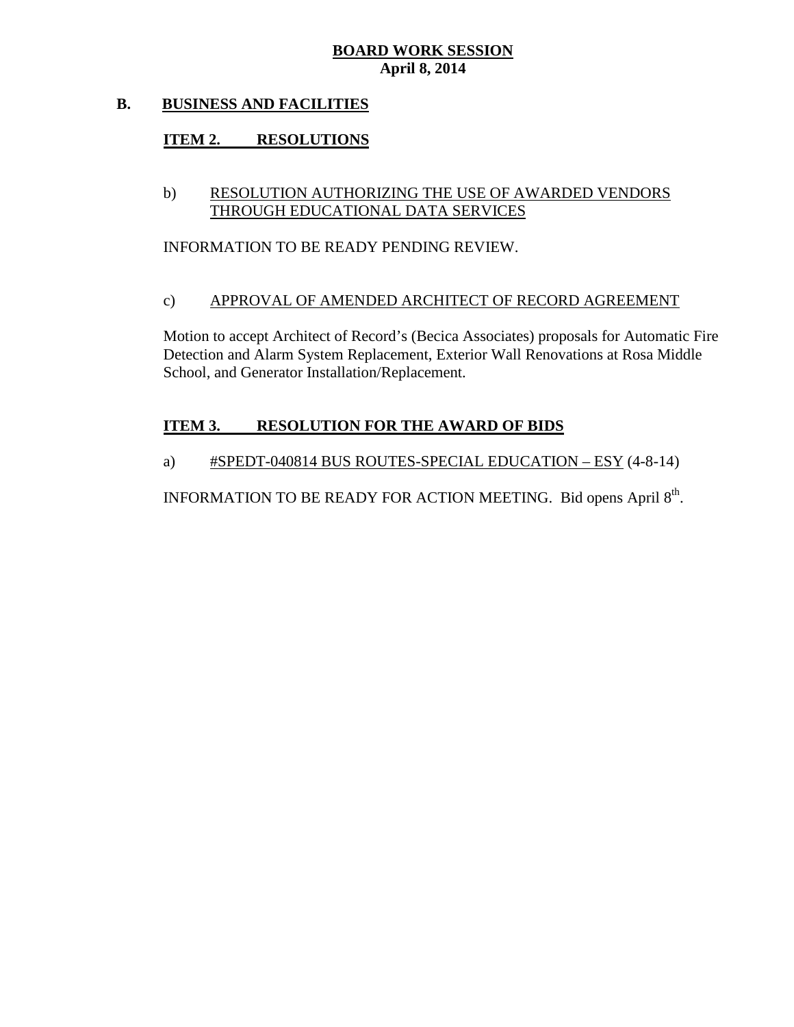**BOARD WORK SESSION**
**April 8, 2014**

## B. BUSINESS AND FACILITIES

### ITEM 2. RESOLUTIONS

b) RESOLUTION AUTHORIZING THE USE OF AWARDED VENDORS THROUGH EDUCATIONAL DATA SERVICES

INFORMATION TO BE READY PENDING REVIEW.

c) APPROVAL OF AMENDED ARCHITECT OF RECORD AGREEMENT

Motion to accept Architect of Record's (Becica Associates) proposals for Automatic Fire Detection and Alarm System Replacement, Exterior Wall Renovations at Rosa Middle School, and Generator Installation/Replacement.

### ITEM 3. RESOLUTION FOR THE AWARD OF BIDS

a) #SPEDT-040814 BUS ROUTES-SPECIAL EDUCATION – ESY (4-8-14)

INFORMATION TO BE READY FOR ACTION MEETING. Bid opens April 8th.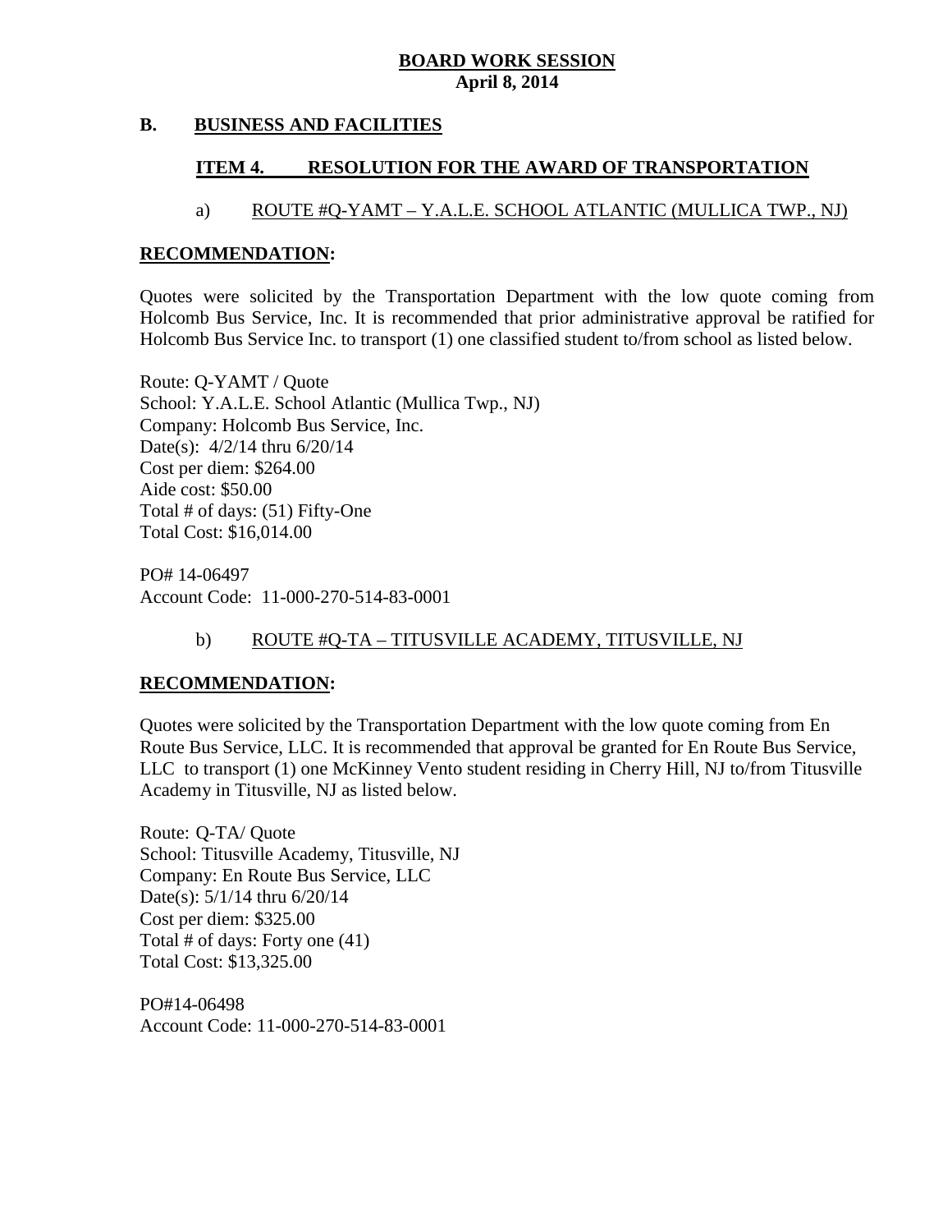**BOARD WORK SESSION**
**April 8, 2014**

## B. BUSINESS AND FACILITIES

### ITEM 4. RESOLUTION FOR THE AWARD OF TRANSPORTATION

a) ROUTE #Q-YAMT – Y.A.L.E. SCHOOL ATLANTIC (MULLICA TWP., NJ)

**RECOMMENDATION:**

Quotes were solicited by the Transportation Department with the low quote coming from Holcomb Bus Service, Inc. It is recommended that prior administrative approval be ratified for Holcomb Bus Service Inc. to transport (1) one classified student to/from school as listed below.

Route: Q-YAMT / Quote
School: Y.A.L.E. School Atlantic (Mullica Twp., NJ)
Company: Holcomb Bus Service, Inc.
Date(s): 4/2/14 thru 6/20/14
Cost per diem: $264.00
Aide cost: $50.00
Total # of days: (51) Fifty-One
Total Cost: $16,014.00

PO# 14-06497
Account Code: 11-000-270-514-83-0001

b) ROUTE #Q-TA – TITUSVILLE ACADEMY, TITUSVILLE, NJ

**RECOMMENDATION:**

Quotes were solicited by the Transportation Department with the low quote coming from En Route Bus Service, LLC. It is recommended that approval be granted for En Route Bus Service, LLC to transport (1) one McKinney Vento student residing in Cherry Hill, NJ to/from Titusville Academy in Titusville, NJ as listed below.

Route: Q-TA/ Quote
School: Titusville Academy, Titusville, NJ
Company: En Route Bus Service, LLC
Date(s): 5/1/14 thru 6/20/14
Cost per diem: $325.00
Total # of days: Forty one (41)
Total Cost: $13,325.00

PO#14-06498
Account Code: 11-000-270-514-83-0001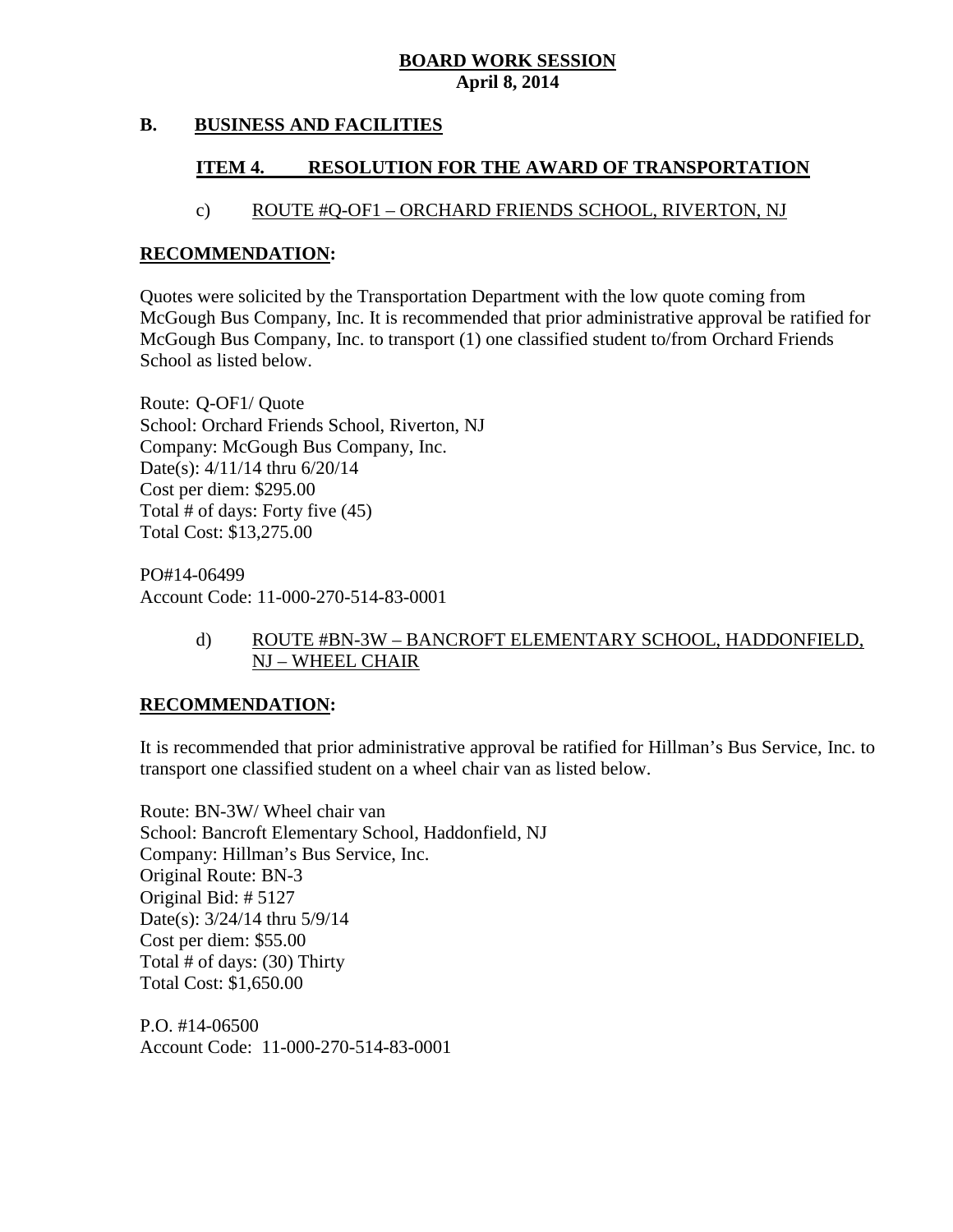**BOARD WORK SESSION**
**April 8, 2014**

## B. BUSINESS AND FACILITIES

### ITEM 4. RESOLUTION FOR THE AWARD OF TRANSPORTATION

c) ROUTE #Q-OF1 – ORCHARD FRIENDS SCHOOL, RIVERTON, NJ

**RECOMMENDATION:**

Quotes were solicited by the Transportation Department with the low quote coming from McGough Bus Company, Inc. It is recommended that prior administrative approval be ratified for McGough Bus Company, Inc. to transport (1) one classified student to/from Orchard Friends School as listed below.

Route: Q-OF1/ Quote
School: Orchard Friends School, Riverton, NJ
Company: McGough Bus Company, Inc.
Date(s): 4/11/14 thru 6/20/14
Cost per diem: $295.00
Total # of days: Forty five (45)
Total Cost: $13,275.00

PO#14-06499
Account Code: 11-000-270-514-83-0001

d) ROUTE #BN-3W – BANCROFT ELEMENTARY SCHOOL, HADDONFIELD, NJ – WHEEL CHAIR

**RECOMMENDATION:**

It is recommended that prior administrative approval be ratified for Hillman's Bus Service, Inc. to transport one classified student on a wheel chair van as listed below.

Route: BN-3W/ Wheel chair van
School: Bancroft Elementary School, Haddonfield, NJ
Company: Hillman's Bus Service, Inc.
Original Route: BN-3
Original Bid: # 5127
Date(s): 3/24/14 thru 5/9/14
Cost per diem: $55.00
Total # of days: (30) Thirty
Total Cost: $1,650.00

P.O. #14-06500
Account Code: 11-000-270-514-83-0001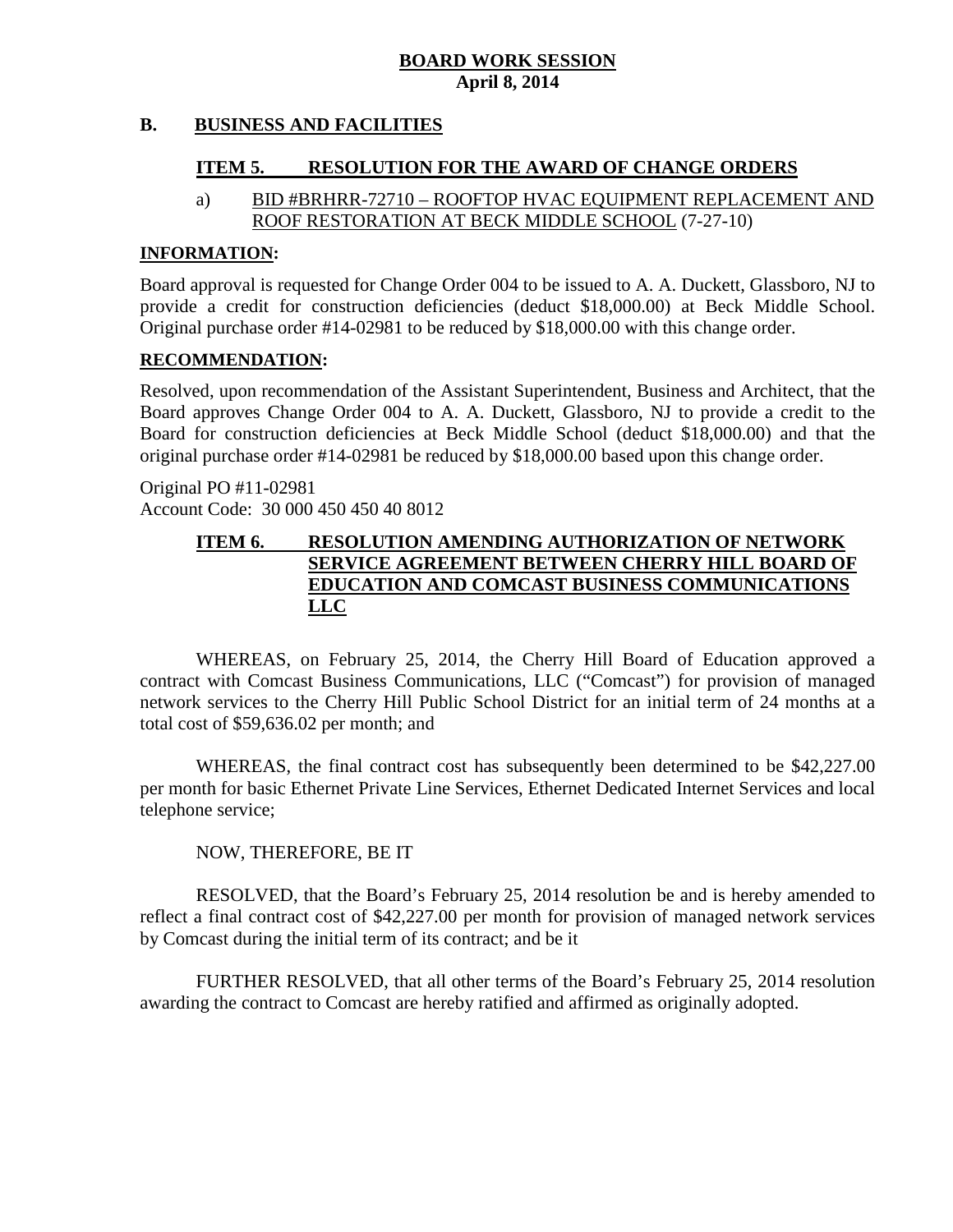**BOARD WORK SESSION**
**April 8, 2014**

## B. BUSINESS AND FACILITIES

### ITEM 5. RESOLUTION FOR THE AWARD OF CHANGE ORDERS

a) BID #BRHRR-72710 – ROOFTOP HVAC EQUIPMENT REPLACEMENT AND ROOF RESTORATION AT BECK MIDDLE SCHOOL (7-27-10)

**INFORMATION:**

Board approval is requested for Change Order 004 to be issued to A. A. Duckett, Glassboro, NJ to provide a credit for construction deficiencies (deduct $18,000.00) at Beck Middle School. Original purchase order #14-02981 to be reduced by $18,000.00 with this change order.

**RECOMMENDATION:**

Resolved, upon recommendation of the Assistant Superintendent, Business and Architect, that the Board approves Change Order 004 to A. A. Duckett, Glassboro, NJ to provide a credit to the Board for construction deficiencies at Beck Middle School (deduct $18,000.00) and that the original purchase order #14-02981 be reduced by $18,000.00 based upon this change order.

Original PO #11-02981
Account Code: 30 000 450 450 40 8012

### ITEM 6. RESOLUTION AMENDING AUTHORIZATION OF NETWORK SERVICE AGREEMENT BETWEEN CHERRY HILL BOARD OF EDUCATION AND COMCAST BUSINESS COMMUNICATIONS LLC

WHEREAS, on February 25, 2014, the Cherry Hill Board of Education approved a contract with Comcast Business Communications, LLC ("Comcast") for provision of managed network services to the Cherry Hill Public School District for an initial term of 24 months at a total cost of $59,636.02 per month; and

WHEREAS, the final contract cost has subsequently been determined to be $42,227.00 per month for basic Ethernet Private Line Services, Ethernet Dedicated Internet Services and local telephone service;

NOW, THEREFORE, BE IT

RESOLVED, that the Board's February 25, 2014 resolution be and is hereby amended to reflect a final contract cost of $42,227.00 per month for provision of managed network services by Comcast during the initial term of its contract; and be it

FURTHER RESOLVED, that all other terms of the Board's February 25, 2014 resolution awarding the contract to Comcast are hereby ratified and affirmed as originally adopted.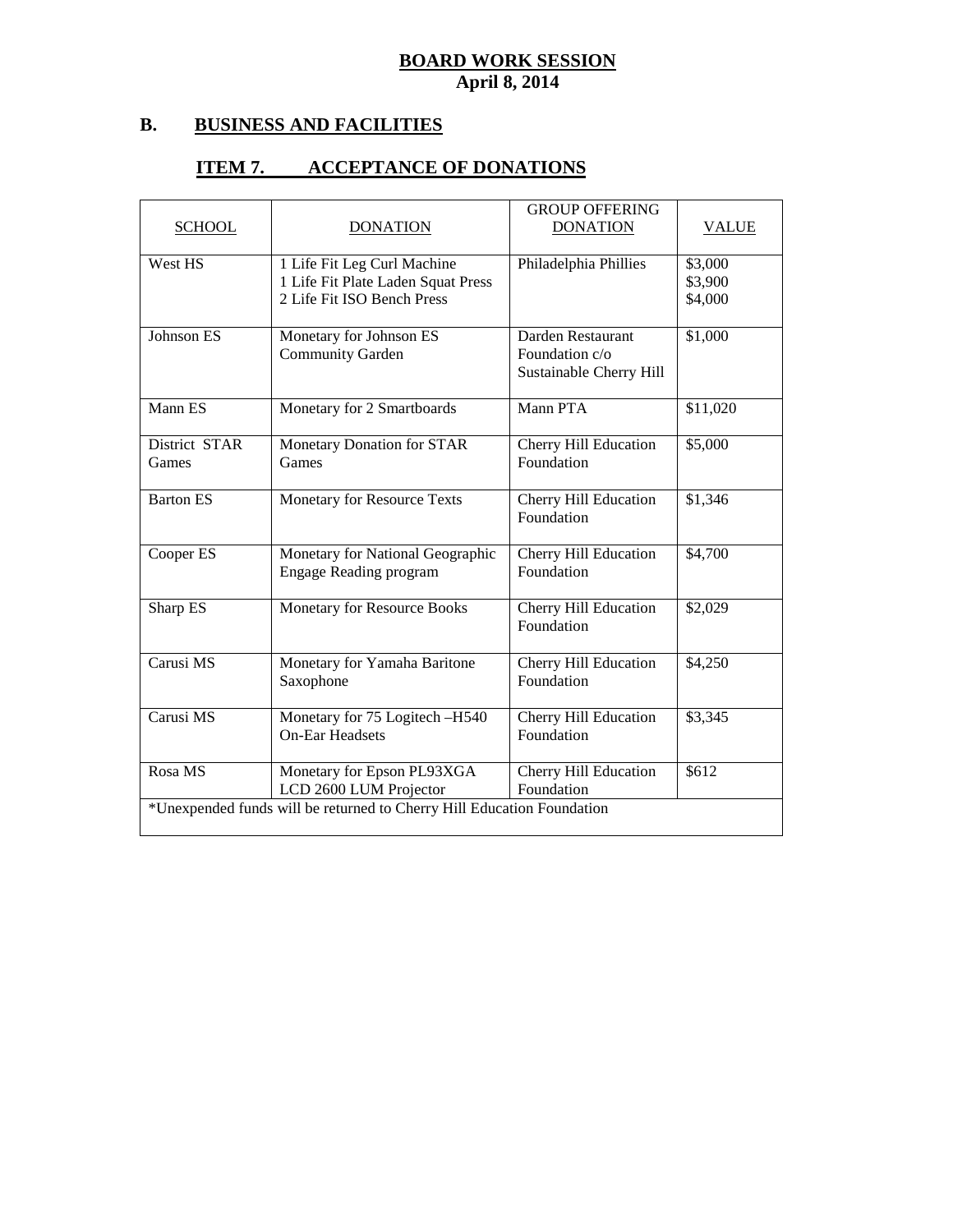**BOARD WORK SESSION**
**April 8, 2014**

## B. BUSINESS AND FACILITIES

### ITEM 7. ACCEPTANCE OF DONATIONS

| SCHOOL | DONATION | GROUP OFFERING DONATION | VALUE |
|---|---|---|---|
| West HS | 1 Life Fit Leg Curl Machine<br>1 Life Fit Plate Laden Squat Press<br>2 Life Fit ISO Bench Press | Philadelphia Phillies | \$3,000<br>\$3,900<br>\$4,000 |
| Johnson ES | Monetary for Johnson ES Community Garden | Darden Restaurant Foundation c/o Sustainable Cherry Hill | \$1,000 |
| Mann ES | Monetary for 2 Smartboards | Mann PTA | \$11,020 |
| District STAR Games | Monetary Donation for STAR Games | Cherry Hill Education Foundation | \$5,000 |
| Barton ES | Monetary for Resource Texts | Cherry Hill Education Foundation | \$1,346 |
| Cooper ES | Monetary for National Geographic Engage Reading program | Cherry Hill Education Foundation | \$4,700 |
| Sharp ES | Monetary for Resource Books | Cherry Hill Education Foundation | \$2,029 |
| Carusi MS | Monetary for Yamaha Baritone Saxophone | Cherry Hill Education Foundation | \$4,250 |
| Carusi MS | Monetary for 75 Logitech –H540 On-Ear Headsets | Cherry Hill Education Foundation | \$3,345 |
| Rosa MS | Monetary for Epson PL93XGA LCD 2600 LUM Projector | Cherry Hill Education Foundation | \$612 |
| *Unexpended funds will be returned to Cherry Hill Education Foundation | | | |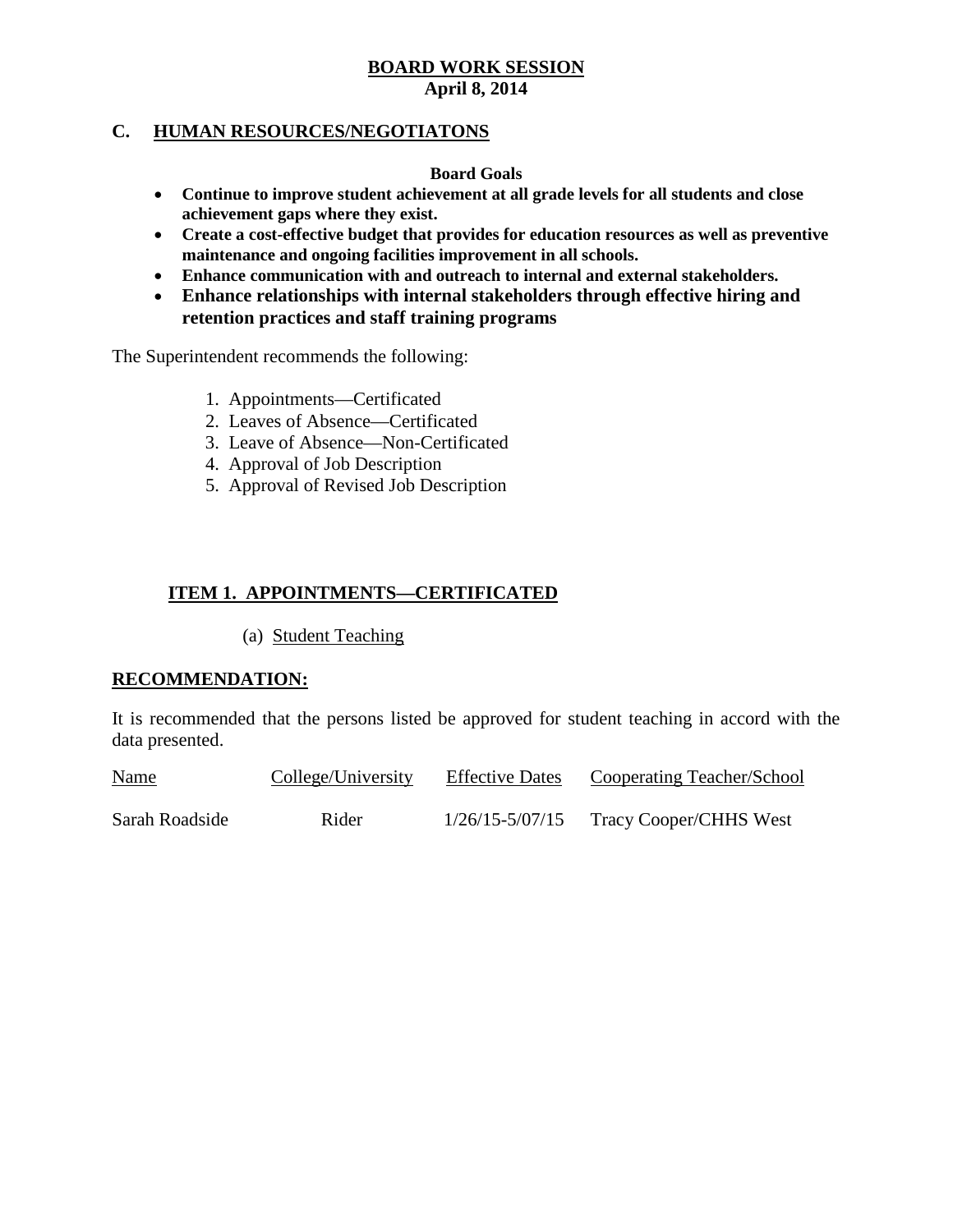**BOARD WORK SESSION**
**April 8, 2014**

## C. HUMAN RESOURCES/NEGOTIATONS

**Board Goals**

- **Continue to improve student achievement at all grade levels for all students and close achievement gaps where they exist.**
- **Create a cost-effective budget that provides for education resources as well as preventive maintenance and ongoing facilities improvement in all schools.**
- **Enhance communication with and outreach to internal and external stakeholders.**
- **Enhance relationships with internal stakeholders through effective hiring and retention practices and staff training programs**

The Superintendent recommends the following:

1. Appointments—Certificated
2. Leaves of Absence—Certificated
3. Leave of Absence—Non-Certificated
4. Approval of Job Description
5. Approval of Revised Job Description

### ITEM 1. APPOINTMENTS—CERTIFICATED

(a) Student Teaching

**RECOMMENDATION:**

It is recommended that the persons listed be approved for student teaching in accord with the data presented.

| Name | College/University | Effective Dates | Cooperating Teacher/School |
|---|---|---|---|
| Sarah Roadside | Rider | 1/26/15-5/07/15 | Tracy Cooper/CHHS West |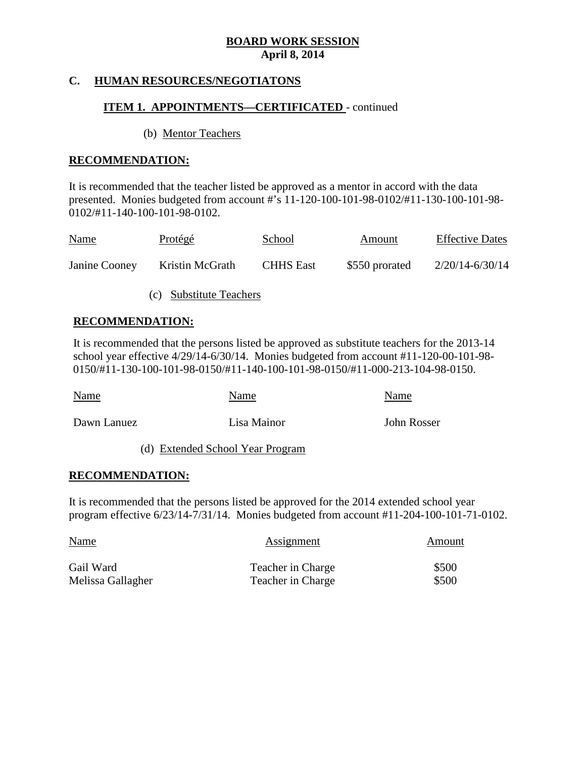**BOARD WORK SESSION**
**April 8, 2014**

## C. HUMAN RESOURCES/NEGOTIATONS

### ITEM 1. APPOINTMENTS—CERTIFICATED - continued

(b) Mentor Teachers

**RECOMMENDATION:**

It is recommended that the teacher listed be approved as a mentor in accord with the data presented. Monies budgeted from account #'s 11-120-100-101-98-0102/#11-130-100-101-98-0102/#11-140-100-101-98-0102.

| Name | Protégé | School | Amount | Effective Dates |
|---|---|---|---|---|
| Janine Cooney | Kristin McGrath | CHHS East | $550 prorated | 2/20/14-6/30/14 |

(c) Substitute Teachers

**RECOMMENDATION:**

It is recommended that the persons listed be approved as substitute teachers for the 2013-14 school year effective 4/29/14-6/30/14. Monies budgeted from account #11-120-00-101-98-0150/#11-130-100-101-98-0150/#11-140-100-101-98-0150/#11-000-213-104-98-0150.

| Name | Name | Name |
|---|---|---|
| Dawn Lanuez | Lisa Mainor | John Rosser |

(d) Extended School Year Program

**RECOMMENDATION:**

It is recommended that the persons listed be approved for the 2014 extended school year program effective 6/23/14-7/31/14. Monies budgeted from account #11-204-100-101-71-0102.

| Name | Assignment | Amount |
|---|---|---|
| Gail Ward | Teacher in Charge | $500 |
| Melissa Gallagher | Teacher in Charge | $500 |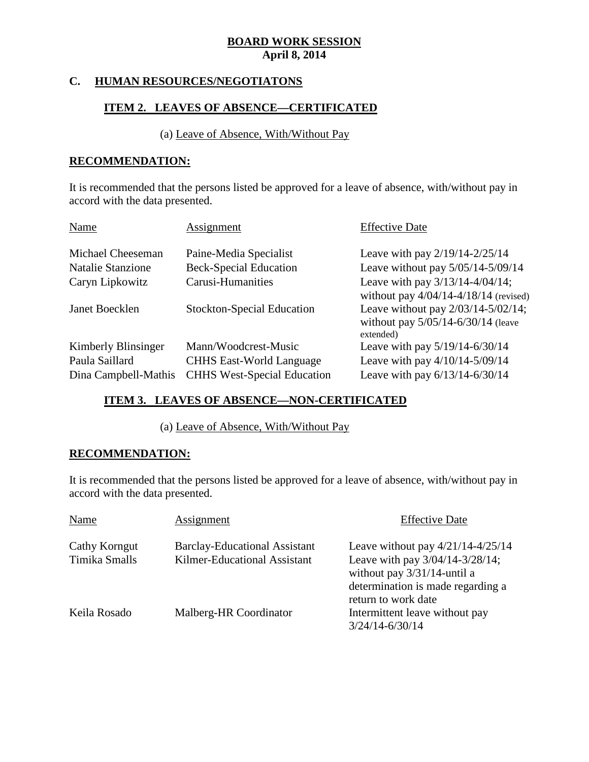**BOARD WORK SESSION**
**April 8, 2014**

## C. HUMAN RESOURCES/NEGOTIATONS

### ITEM 2. LEAVES OF ABSENCE—CERTIFICATED

(a) Leave of Absence, With/Without Pay

**RECOMMENDATION:**

It is recommended that the persons listed be approved for a leave of absence, with/without pay in accord with the data presented.

| Name | Assignment | Effective Date |
|---|---|---|
| Michael Cheeseman | Paine-Media Specialist | Leave with pay 2/19/14-2/25/14 |
| Natalie Stanzione | Beck-Special Education | Leave without pay 5/05/14-5/09/14 |
| Caryn Lipkowitz | Carusi-Humanities | Leave with pay 3/13/14-4/04/14; without pay 4/04/14-4/18/14 (revised) |
| Janet Boecklen | Stockton-Special Education | Leave without pay 2/03/14-5/02/14; without pay 5/05/14-6/30/14 (leave extended) |
| Kimberly Blinsinger | Mann/Woodcrest-Music | Leave with pay 5/19/14-6/30/14 |
| Paula Saillard | CHHS East-World Language | Leave with pay 4/10/14-5/09/14 |
| Dina Campbell-Mathis | CHHS West-Special Education | Leave with pay 6/13/14-6/30/14 |

### ITEM 3. LEAVES OF ABSENCE—NON-CERTIFICATED

(a) Leave of Absence, With/Without Pay

**RECOMMENDATION:**

It is recommended that the persons listed be approved for a leave of absence, with/without pay in accord with the data presented.

| Name | Assignment | Effective Date |
|---|---|---|
| Cathy Korngut | Barclay-Educational Assistant | Leave without pay 4/21/14-4/25/14 |
| Timika Smalls | Kilmer-Educational Assistant | Leave with pay 3/04/14-3/28/14; without pay 3/31/14-until a determination is made regarding a return to work date |
| Keila Rosado | Malberg-HR Coordinator | Intermittent leave without pay 3/24/14-6/30/14 |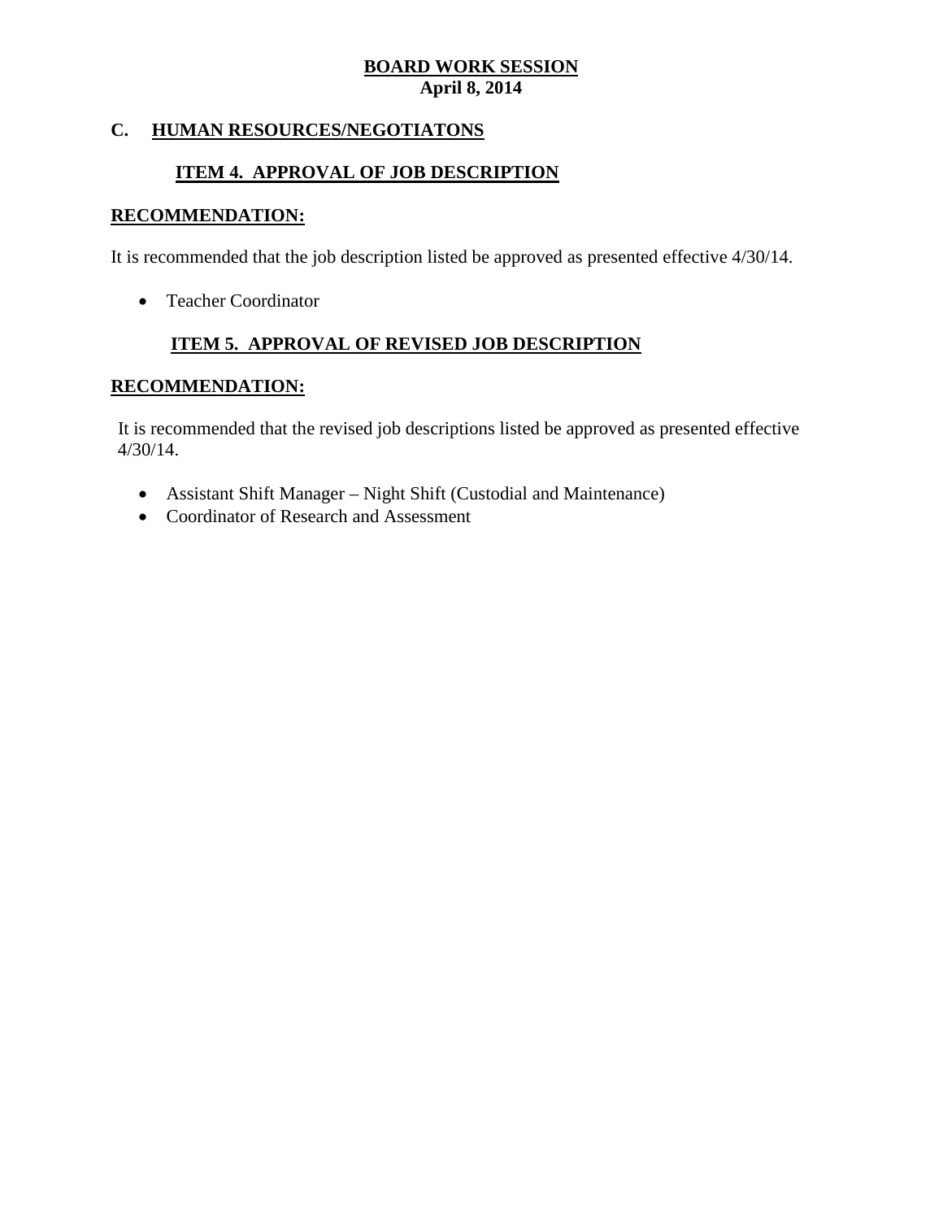# BOARD WORK SESSION
**April 8, 2014**

## C. HUMAN RESOURCES/NEGOTIATONS

### ITEM 4. APPROVAL OF JOB DESCRIPTION

**RECOMMENDATION:**

It is recommended that the job description listed be approved as presented effective 4/30/14.

- Teacher Coordinator

### ITEM 5. APPROVAL OF REVISED JOB DESCRIPTION

**RECOMMENDATION:**

It is recommended that the revised job descriptions listed be approved as presented effective 4/30/14.

- Assistant Shift Manager – Night Shift (Custodial and Maintenance)
- Coordinator of Research and Assessment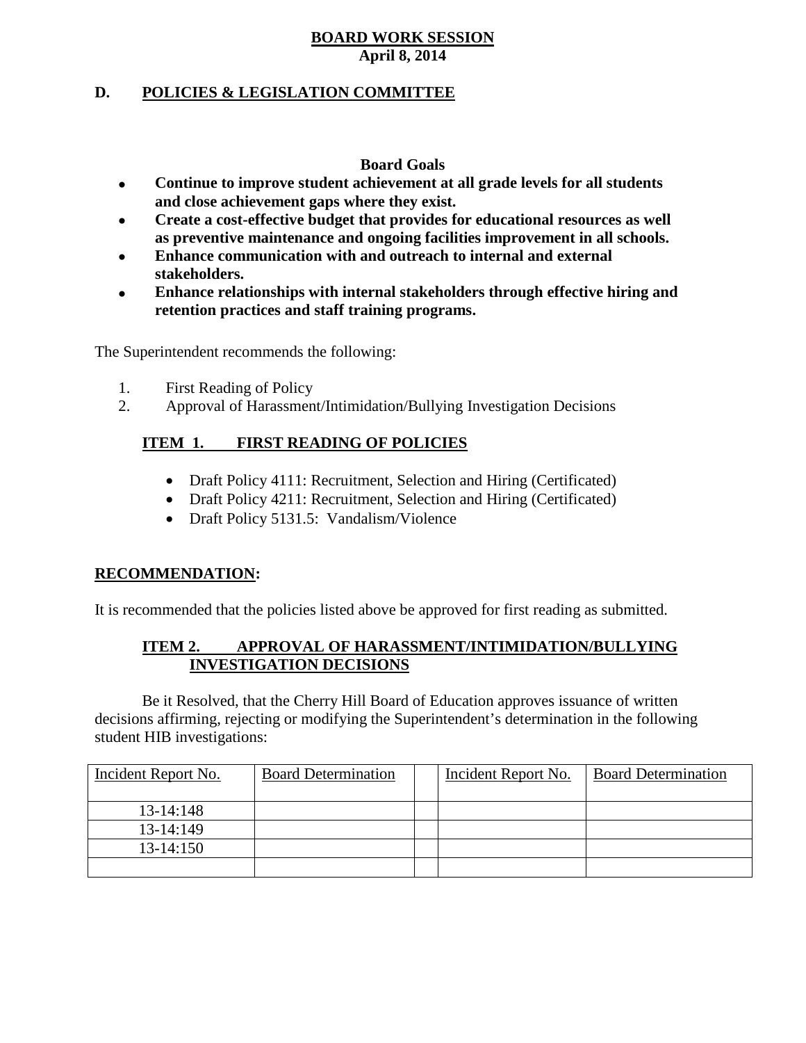**BOARD WORK SESSION**
**April 8, 2014**

## D. POLICIES & LEGISLATION COMMITTEE

**Board Goals**

- **Continue to improve student achievement at all grade levels for all students and close achievement gaps where they exist.**
- **Create a cost-effective budget that provides for educational resources as well as preventive maintenance and ongoing facilities improvement in all schools.**
- **Enhance communication with and outreach to internal and external stakeholders.**
- **Enhance relationships with internal stakeholders through effective hiring and retention practices and staff training programs.**

The Superintendent recommends the following:

1. First Reading of Policy
2. Approval of Harassment/Intimidation/Bullying Investigation Decisions

### ITEM 1. FIRST READING OF POLICIES

- Draft Policy 4111: Recruitment, Selection and Hiring (Certificated)
- Draft Policy 4211: Recruitment, Selection and Hiring (Certificated)
- Draft Policy 5131.5: Vandalism/Violence

**RECOMMENDATION:**

It is recommended that the policies listed above be approved for first reading as submitted.

### ITEM 2. APPROVAL OF HARASSMENT/INTIMIDATION/BULLYING INVESTIGATION DECISIONS

Be it Resolved, that the Cherry Hill Board of Education approves issuance of written decisions affirming, rejecting or modifying the Superintendent's determination in the following student HIB investigations:

| Incident Report No. | Board Determination | | Incident Report No. | Board Determination |
|---|---|---|---|---|
| 13-14:148 | | | | |
| 13-14:149 | | | | |
| 13-14:150 | | | | |
| | | | | |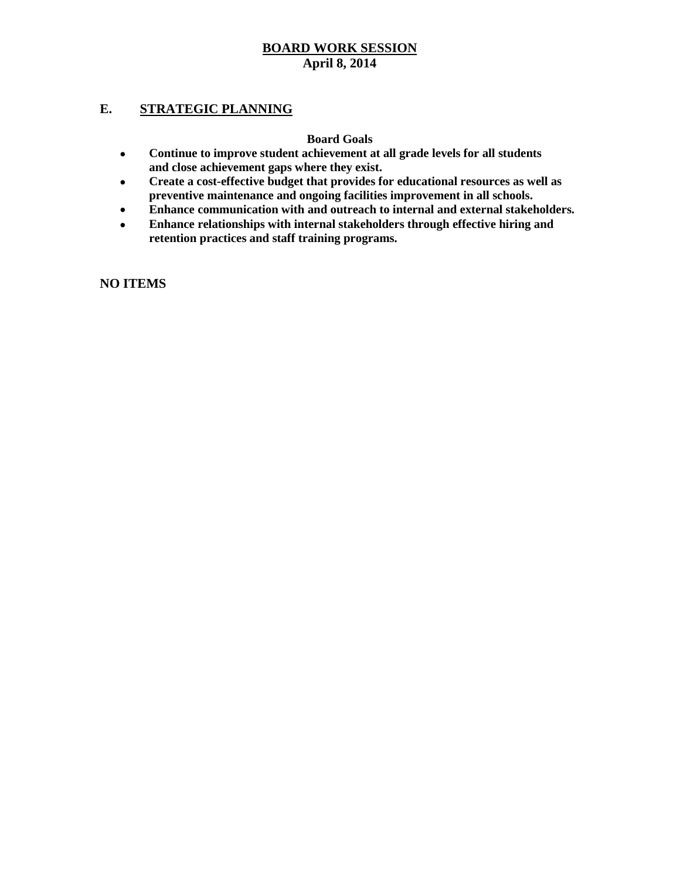**BOARD WORK SESSION**
**April 8, 2014**

## E. STRATEGIC PLANNING

**Board Goals**

- **Continue to improve student achievement at all grade levels for all students and close achievement gaps where they exist.**
- **Create a cost-effective budget that provides for educational resources as well as preventive maintenance and ongoing facilities improvement in all schools.**
- **Enhance communication with and outreach to internal and external stakeholders.**
- **Enhance relationships with internal stakeholders through effective hiring and retention practices and staff training programs.**

**NO ITEMS**